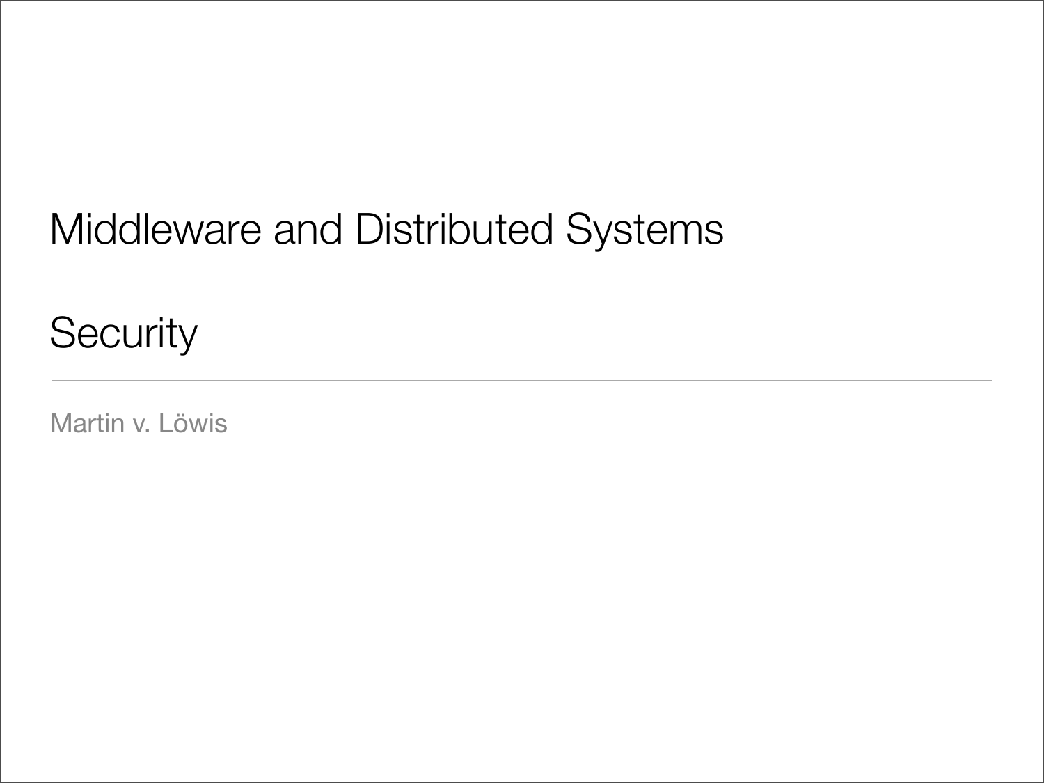# Middleware and Distributed Systems

## Security

Martin v. Löwis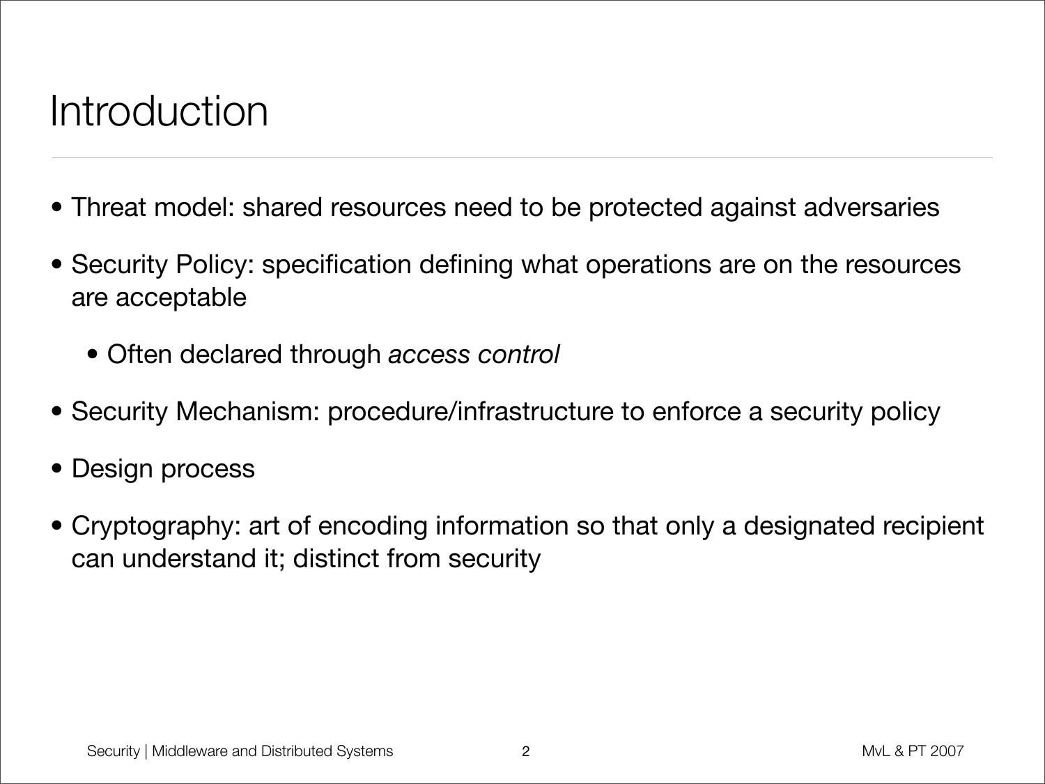# Introduction

- Threat model: shared resources need to be protected against adversaries
- Security Policy: specification defining what operations are on the resources are acceptable
  - Often declared through *access control*
- Security Mechanism: procedure/infrastructure to enforce a security policy
- Design process
- Cryptography: art of encoding information so that only a designated recipient can understand it; distinct from security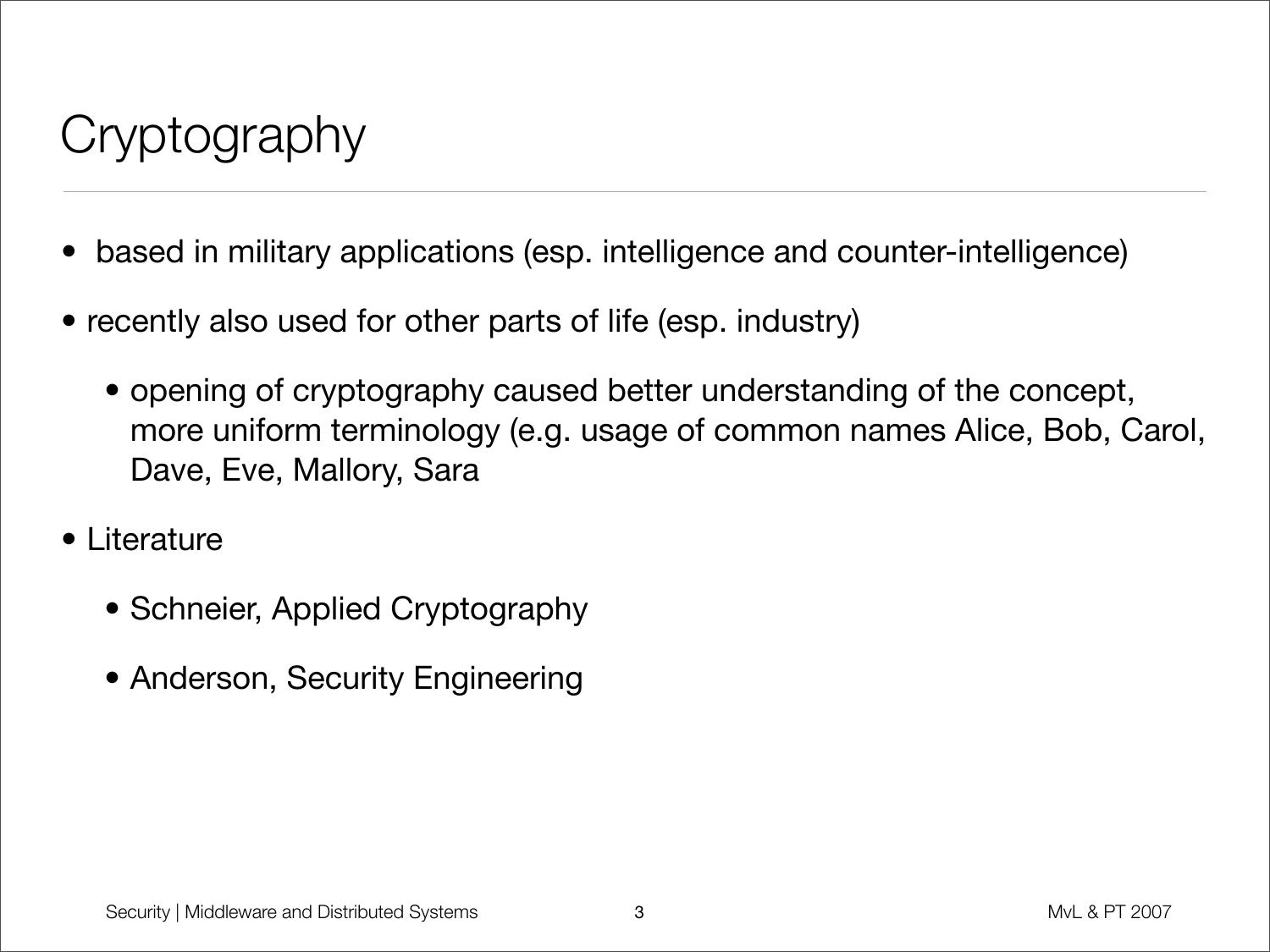# Cryptography

- based in military applications (esp. intelligence and counter-intelligence)
- recently also used for other parts of life (esp. industry)
  - opening of cryptography caused better understanding of the concept, more uniform terminology (e.g. usage of common names Alice, Bob, Carol, Dave, Eve, Mallory, Sara
- Literature
  - Schneier, Applied Cryptography
  - Anderson, Security Engineering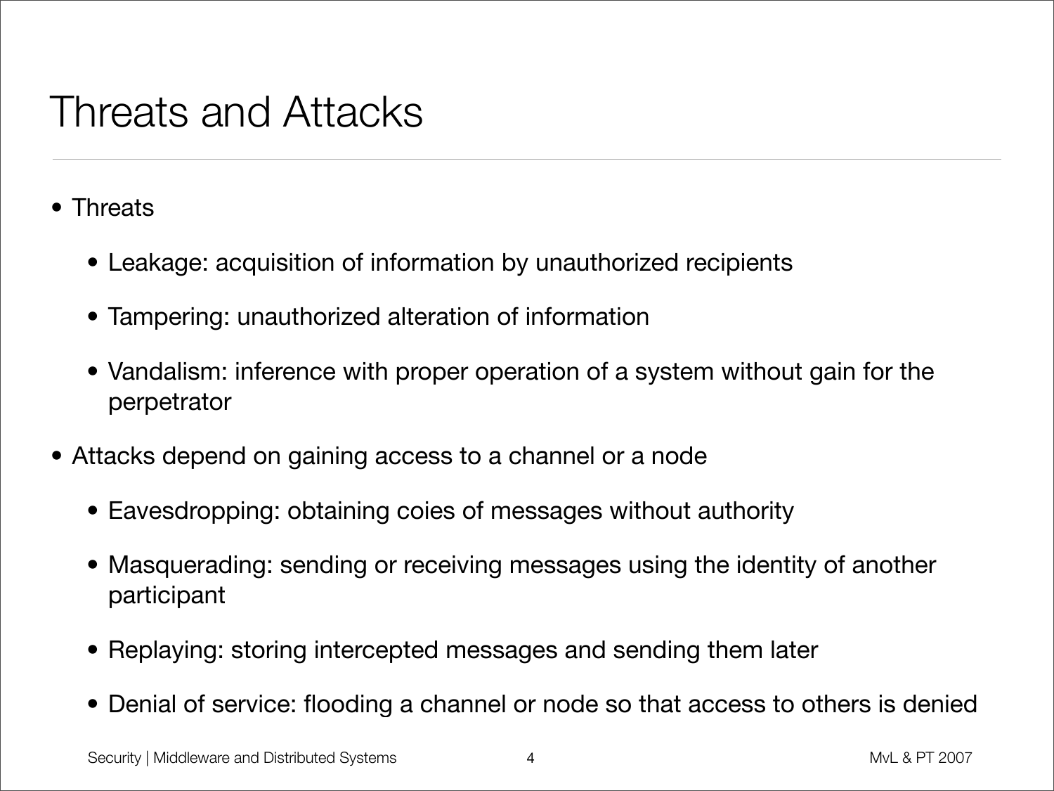# Threats and Attacks

- Threats
  - Leakage: acquisition of information by unauthorized recipients
  - Tampering: unauthorized alteration of information
  - Vandalism: inference with proper operation of a system without gain for the perpetrator
- Attacks depend on gaining access to a channel or a node
  - Eavesdropping: obtaining coies of messages without authority
  - Masquerading: sending or receiving messages using the identity of another participant
  - Replaying: storing intercepted messages and sending them later
  - Denial of service: flooding a channel or node so that access to others is denied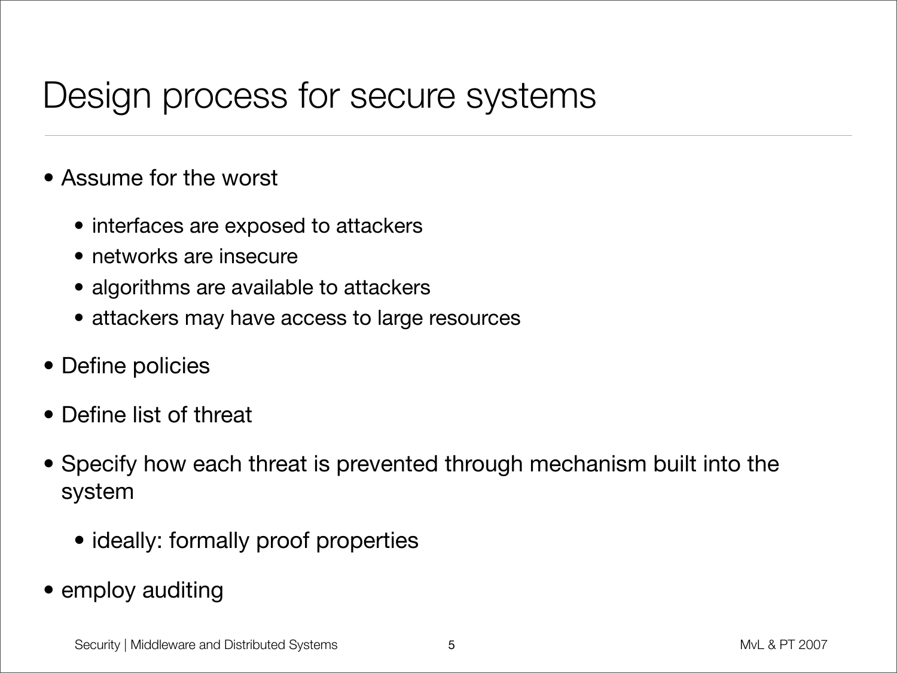# Design process for secure systems

- Assume for the worst
  - interfaces are exposed to attackers
  - networks are insecure
  - algorithms are available to attackers
  - attackers may have access to large resources
- Define policies
- Define list of threat
- Specify how each threat is prevented through mechanism built into the system
  - ideally: formally proof properties
- employ auditing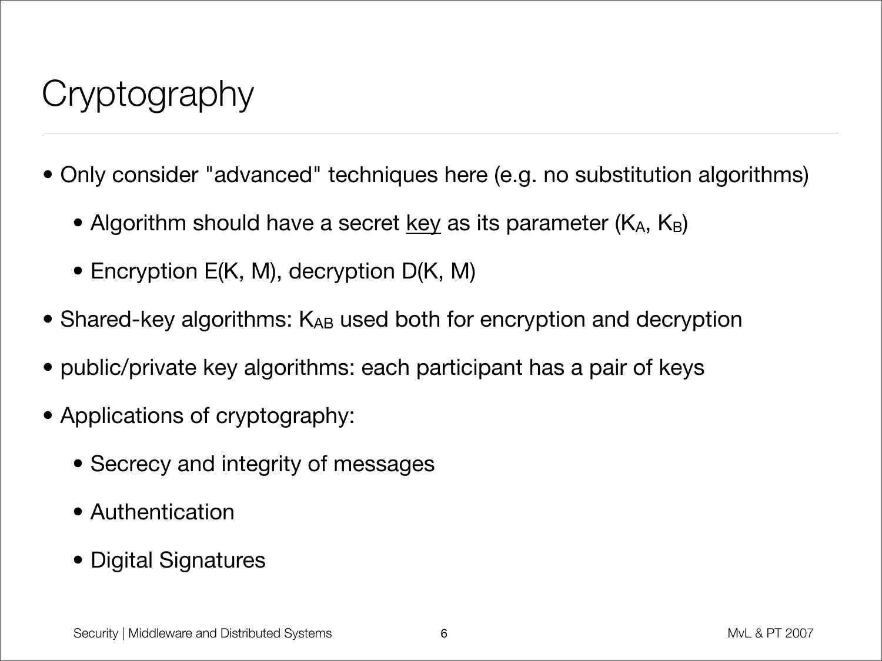# Cryptography

- Only consider "advanced" techniques here (e.g. no substitution algorithms)
  - Algorithm should have a secret <u>key</u> as its parameter ($K_A$, $K_B$)
  - Encryption E(K, M), decryption D(K, M)
- Shared-key algorithms: $K_{AB}$ used both for encryption and decryption
- public/private key algorithms: each participant has a pair of keys
- Applications of cryptography:
  - Secrecy and integrity of messages
  - Authentication
  - Digital Signatures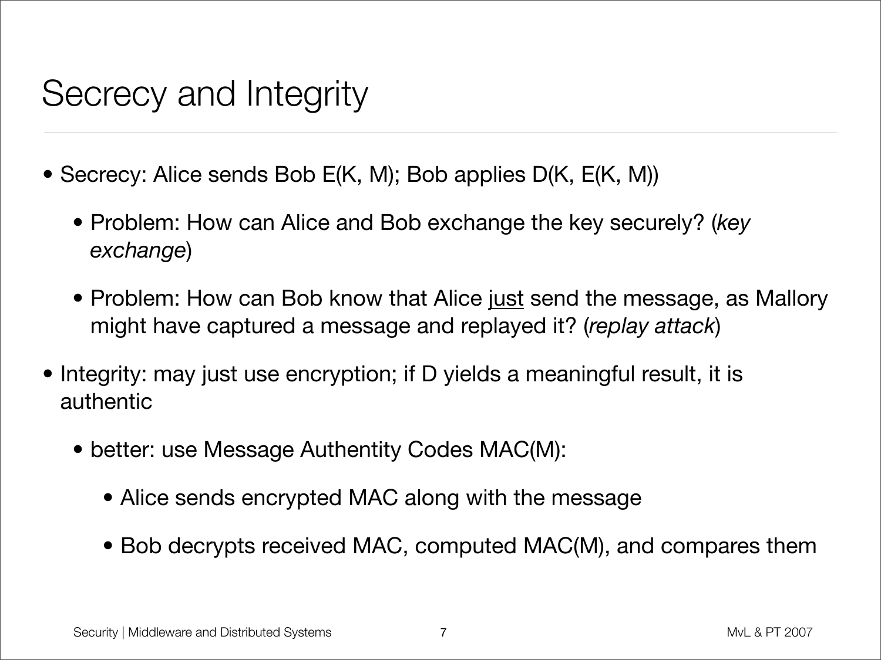# Secrecy and Integrity

- Secrecy: Alice sends Bob E(K, M); Bob applies D(K, E(K, M))
  - Problem: How can Alice and Bob exchange the key securely? (*key exchange*)
  - Problem: How can Bob know that Alice <u>just</u> send the message, as Mallory might have captured a message and replayed it? (*replay attack*)
- Integrity: may just use encryption; if D yields a meaningful result, it is authentic
  - better: use Message Authentity Codes MAC(M):
    - Alice sends encrypted MAC along with the message
    - Bob decrypts received MAC, computed MAC(M), and compares them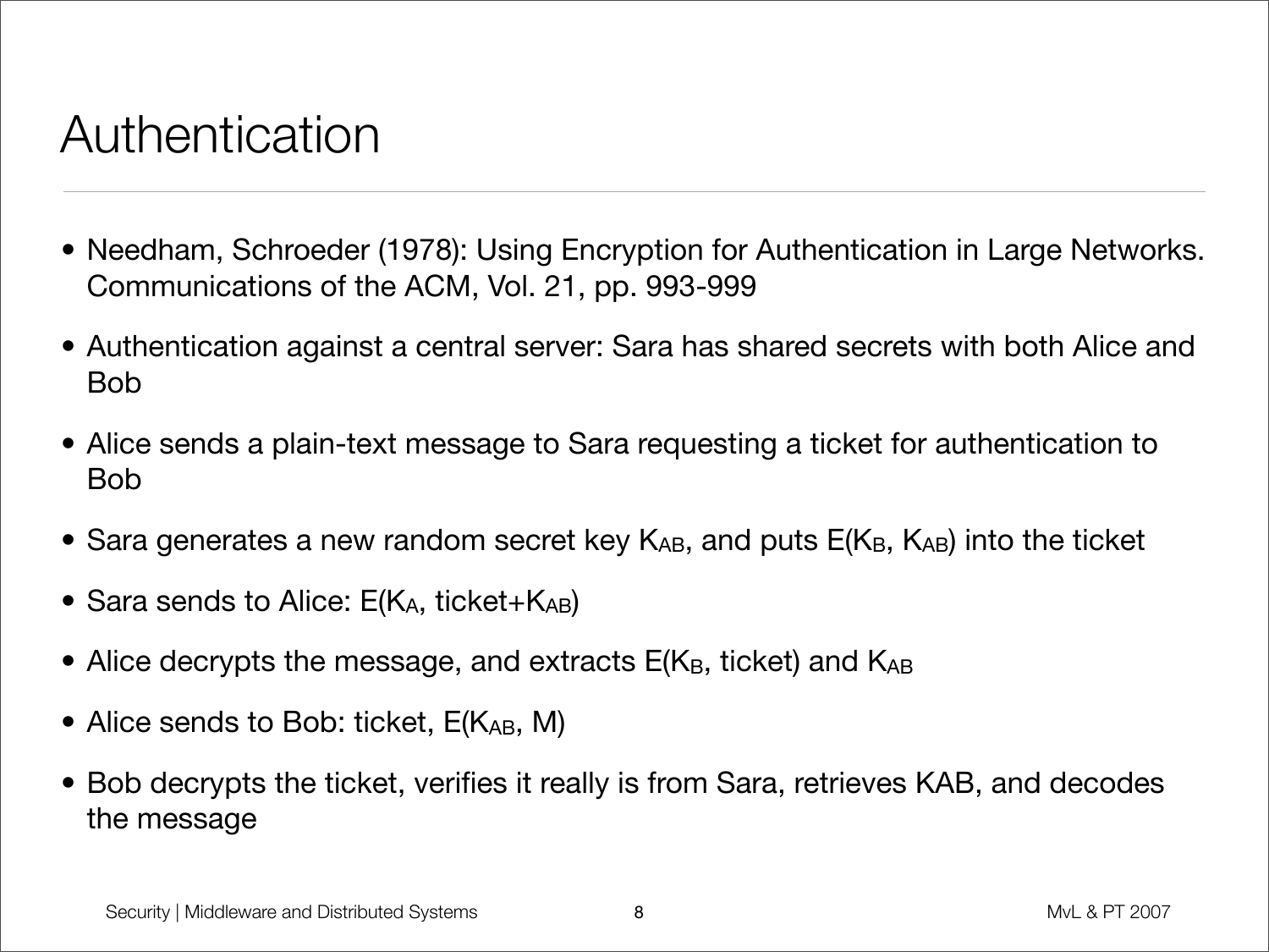# Authentication

- Needham, Schroeder (1978): Using Encryption for Authentication in Large Networks. Communications of the ACM, Vol. 21, pp. 993-999
- Authentication against a central server: Sara has shared secrets with both Alice and Bob
- Alice sends a plain-text message to Sara requesting a ticket for authentication to Bob
- Sara generates a new random secret key $K_{AB}$, and puts $E(K_B, K_{AB})$ into the ticket
- Sara sends to Alice: $E(K_A, \text{ticket}+K_{AB})$
- Alice decrypts the message, and extracts $E(K_B, \text{ticket})$ and $K_{AB}$
- Alice sends to Bob: ticket, $E(K_{AB}, M)$
- Bob decrypts the ticket, verifies it really is from Sara, retrieves KAB, and decodes the message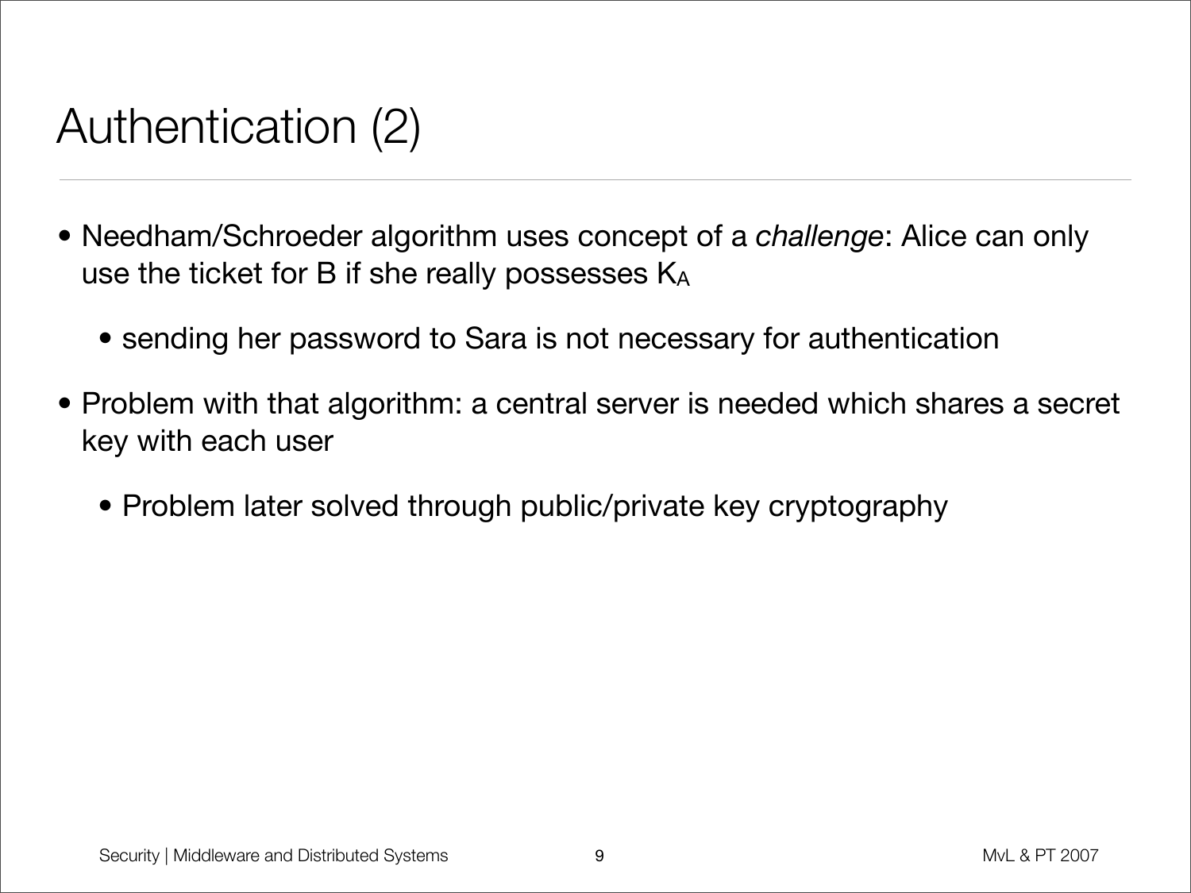# Authentication (2)

- Needham/Schroeder algorithm uses concept of a *challenge*: Alice can only use the ticket for B if she really possesses $K_A$
  - sending her password to Sara is not necessary for authentication
- Problem with that algorithm: a central server is needed which shares a secret key with each user
  - Problem later solved through public/private key cryptography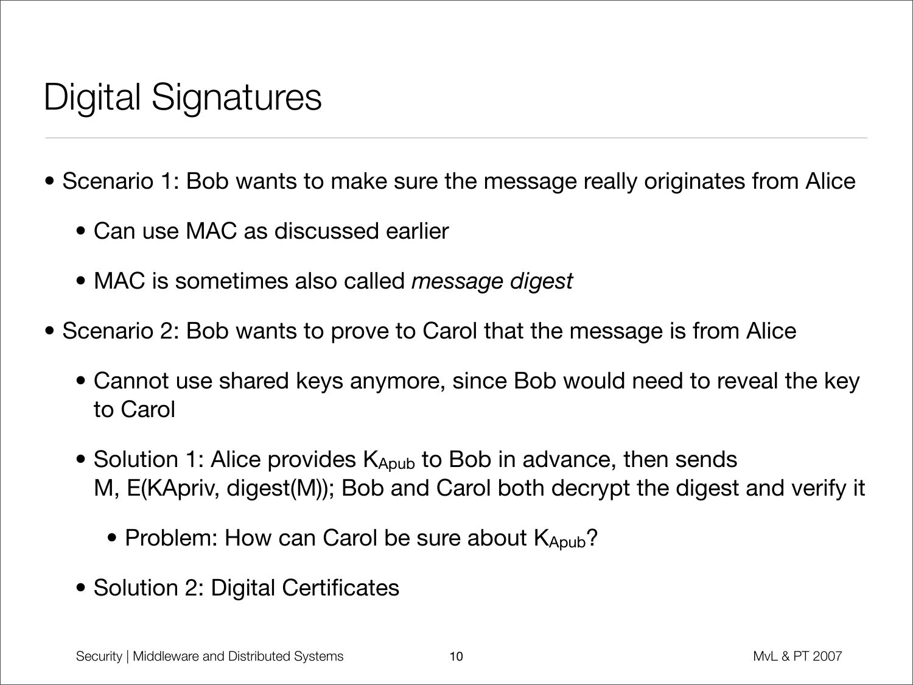# Digital Signatures

- Scenario 1: Bob wants to make sure the message really originates from Alice
  - Can use MAC as discussed earlier
  - MAC is sometimes also called *message digest*
- Scenario 2: Bob wants to prove to Carol that the message is from Alice
  - Cannot use shared keys anymore, since Bob would need to reveal the key to Carol
  - Solution 1: Alice provides $K_{Apub}$ to Bob in advance, then sends M, E(KApriv, digest(M)); Bob and Carol both decrypt the digest and verify it
    - Problem: How can Carol be sure about $K_{Apub}$?
  - Solution 2: Digital Certificates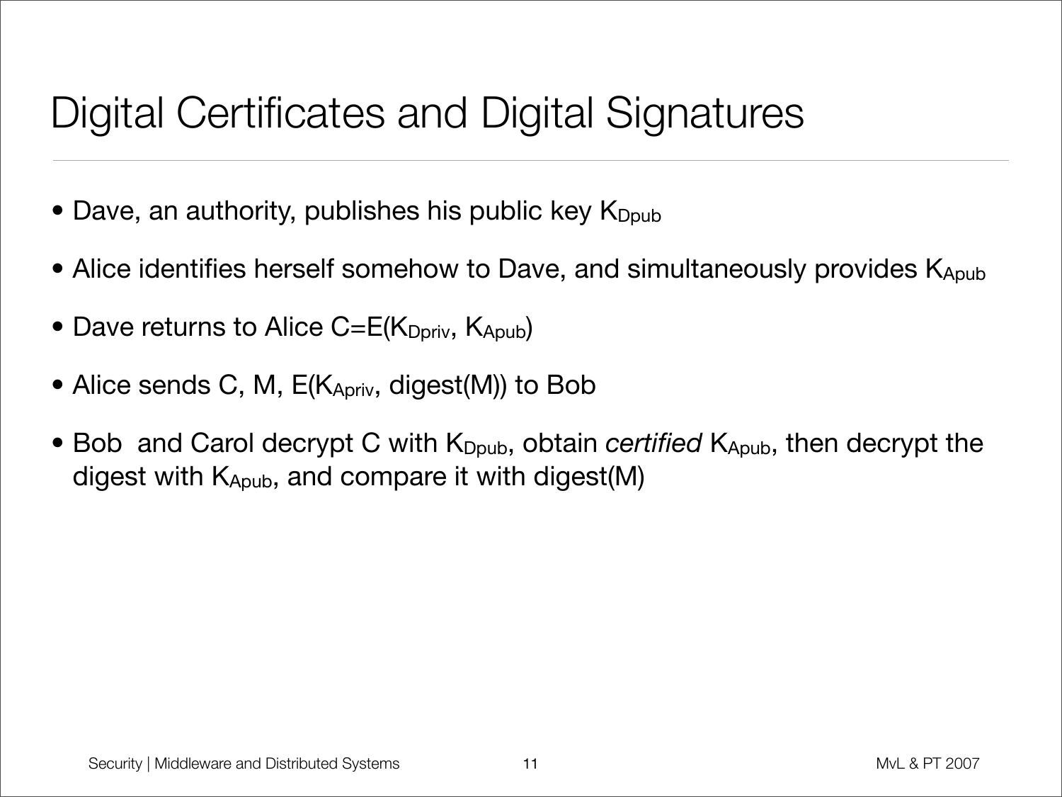# Digital Certificates and Digital Signatures

- Dave, an authority, publishes his public key $K_{Dpub}$
- Alice identifies herself somehow to Dave, and simultaneously provides $K_{Apub}$
- Dave returns to Alice $C=E(K_{Dpriv}, K_{Apub})$
- Alice sends C, M, $E(K_{Apriv}, \text{digest}(M))$ to Bob
- Bob and Carol decrypt C with $K_{Dpub}$, obtain *certified* $K_{Apub}$, then decrypt the digest with $K_{Apub}$, and compare it with digest(M)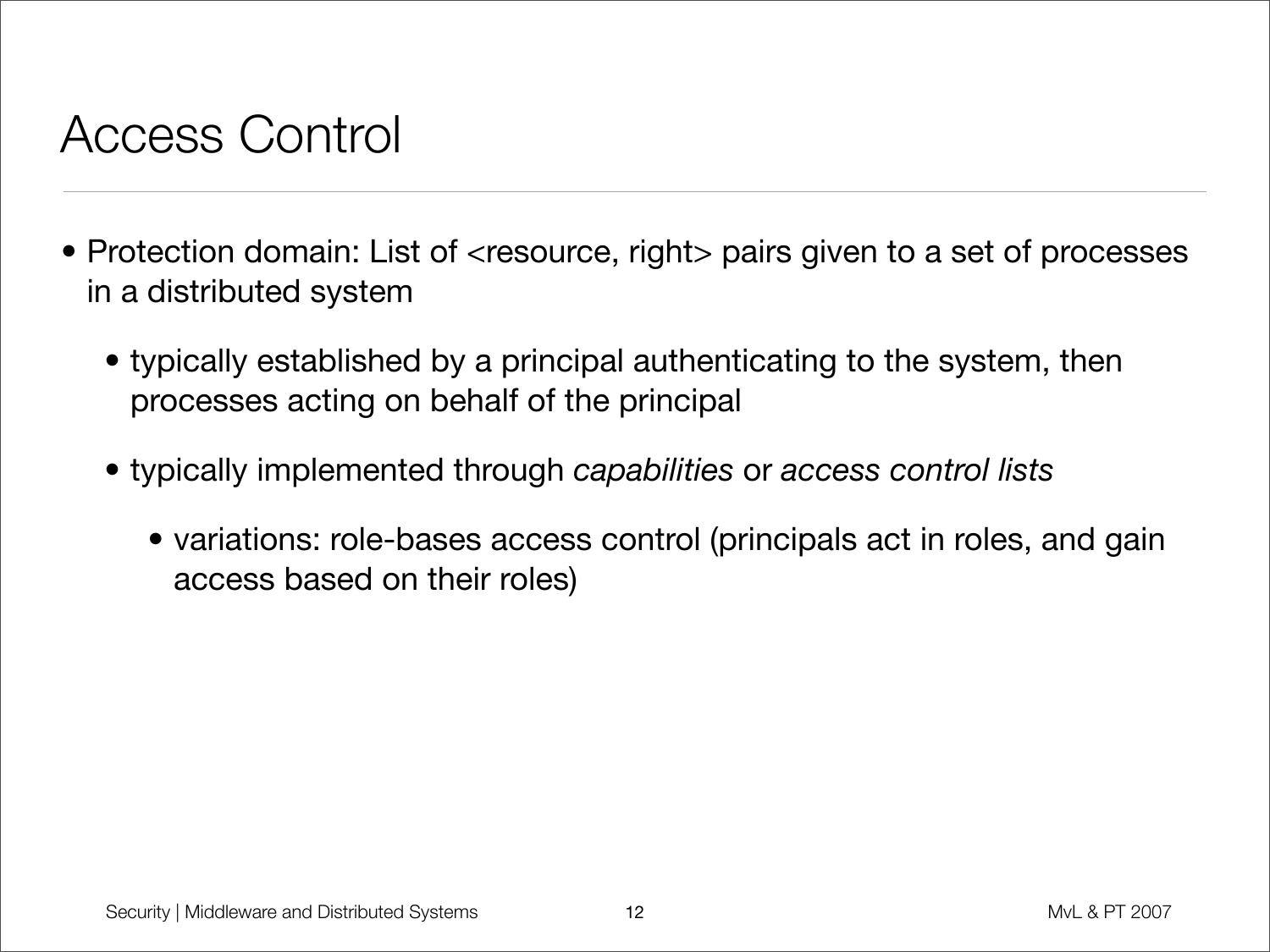# Access Control

- Protection domain: List of <resource, right> pairs given to a set of processes in a distributed system
  - typically established by a principal authenticating to the system, then processes acting on behalf of the principal
  - typically implemented through *capabilities* or *access control lists*
    - variations: role-bases access control (principals act in roles, and gain access based on their roles)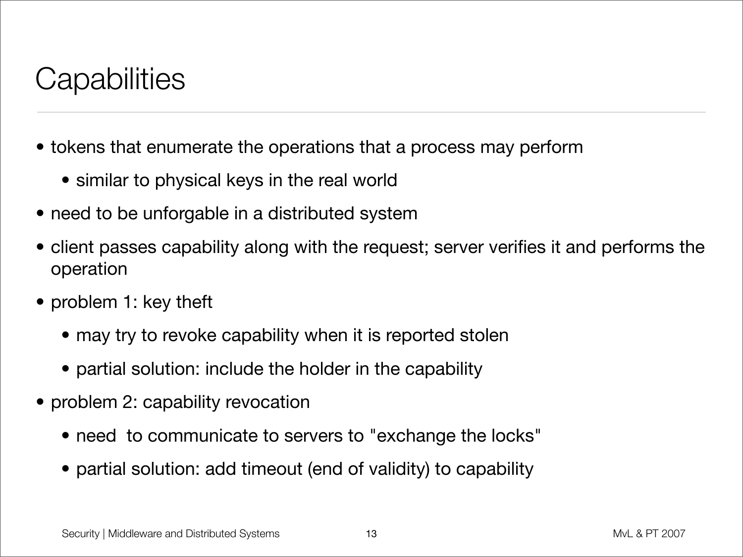# Capabilities

- tokens that enumerate the operations that a process may perform
  - similar to physical keys in the real world
- need to be unforgable in a distributed system
- client passes capability along with the request; server verifies it and performs the operation
- problem 1: key theft
  - may try to revoke capability when it is reported stolen
  - partial solution: include the holder in the capability
- problem 2: capability revocation
  - need  to communicate to servers to "exchange the locks"
  - partial solution: add timeout (end of validity) to capability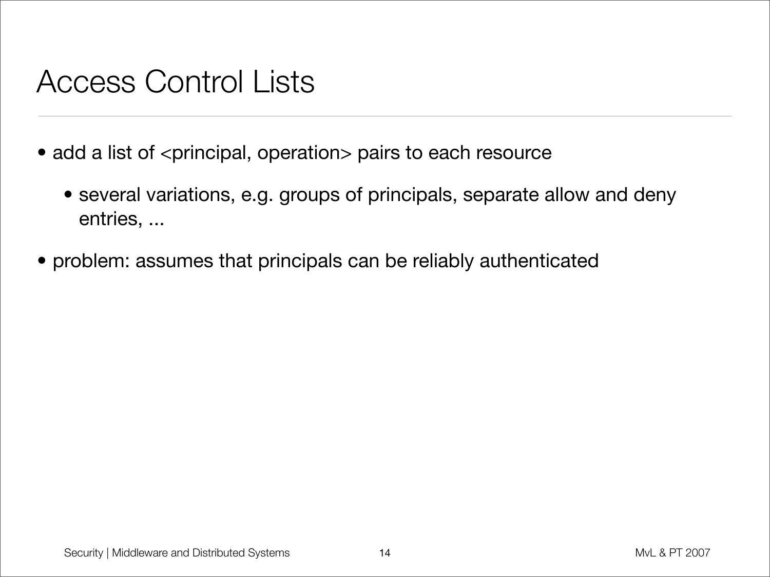# Access Control Lists

- add a list of <principal, operation> pairs to each resource
  - several variations, e.g. groups of principals, separate allow and deny entries, ...
- problem: assumes that principals can be reliably authenticated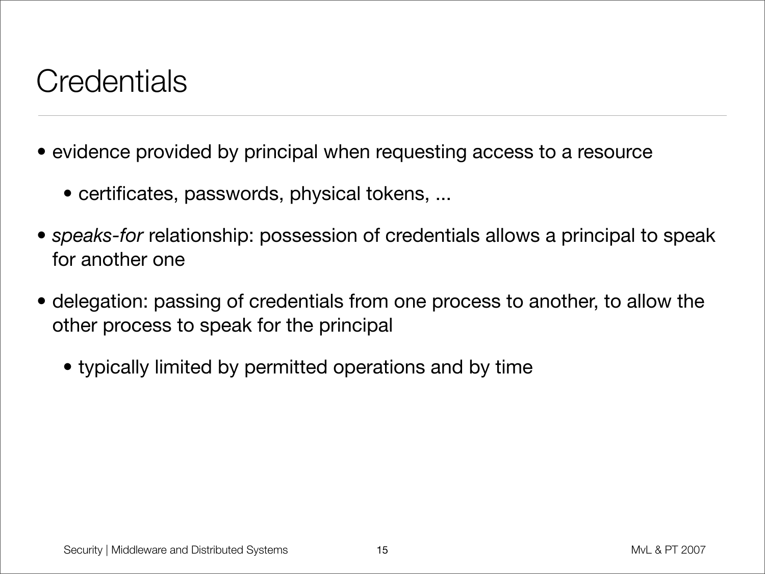# Credentials

- evidence provided by principal when requesting access to a resource
  - certificates, passwords, physical tokens, ...
- *speaks-for* relationship: possession of credentials allows a principal to speak for another one
- delegation: passing of credentials from one process to another, to allow the other process to speak for the principal
  - typically limited by permitted operations and by time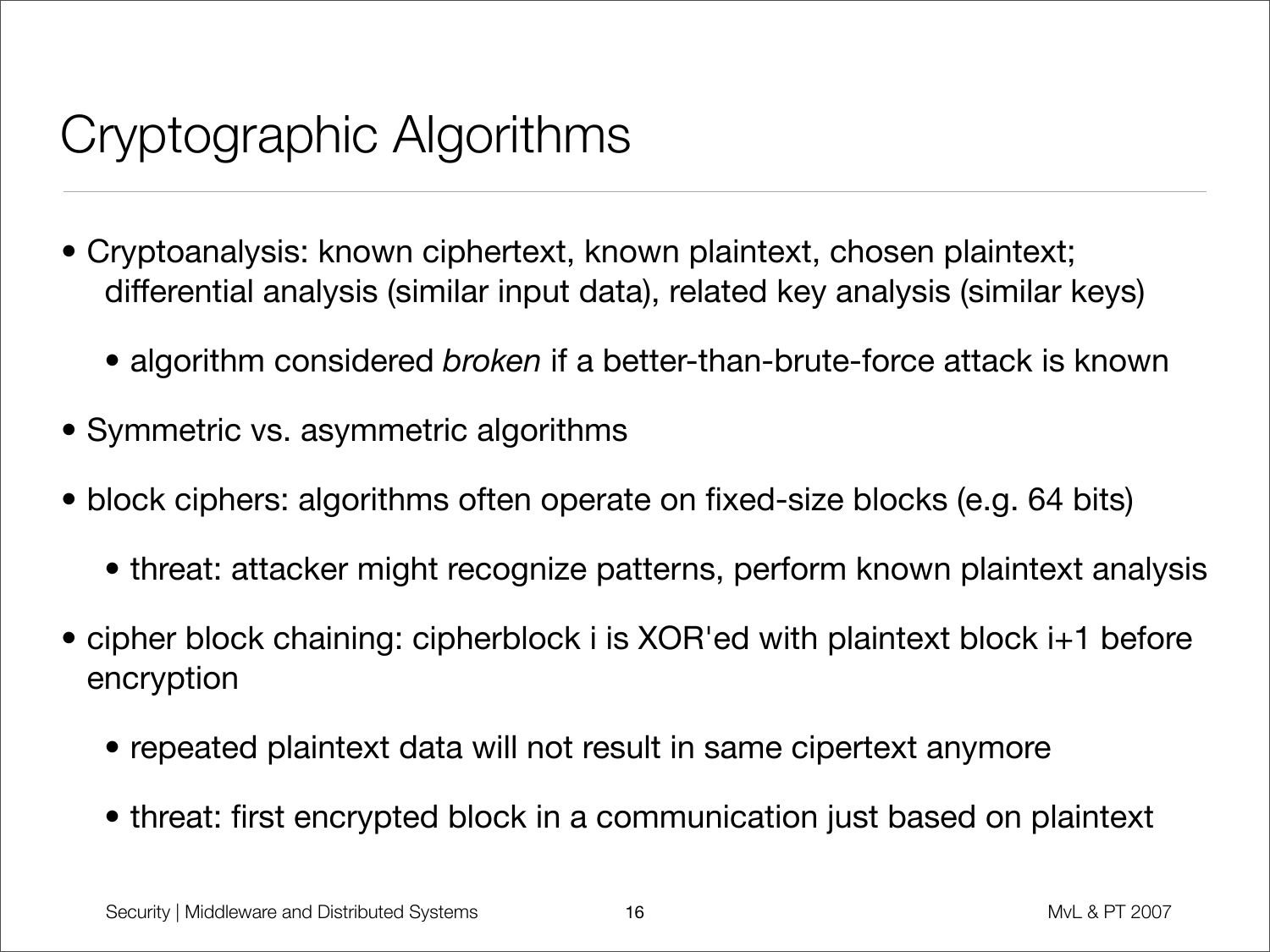# Cryptographic Algorithms

- Cryptoanalysis: known ciphertext, known plaintext, chosen plaintext; differential analysis (similar input data), related key analysis (similar keys)
  - algorithm considered *broken* if a better-than-brute-force attack is known
- Symmetric vs. asymmetric algorithms
- block ciphers: algorithms often operate on fixed-size blocks (e.g. 64 bits)
  - threat: attacker might recognize patterns, perform known plaintext analysis
- cipher block chaining: cipherblock i is XOR'ed with plaintext block i+1 before encryption
  - repeated plaintext data will not result in same cipertext anymore
  - threat: first encrypted block in a communication just based on plaintext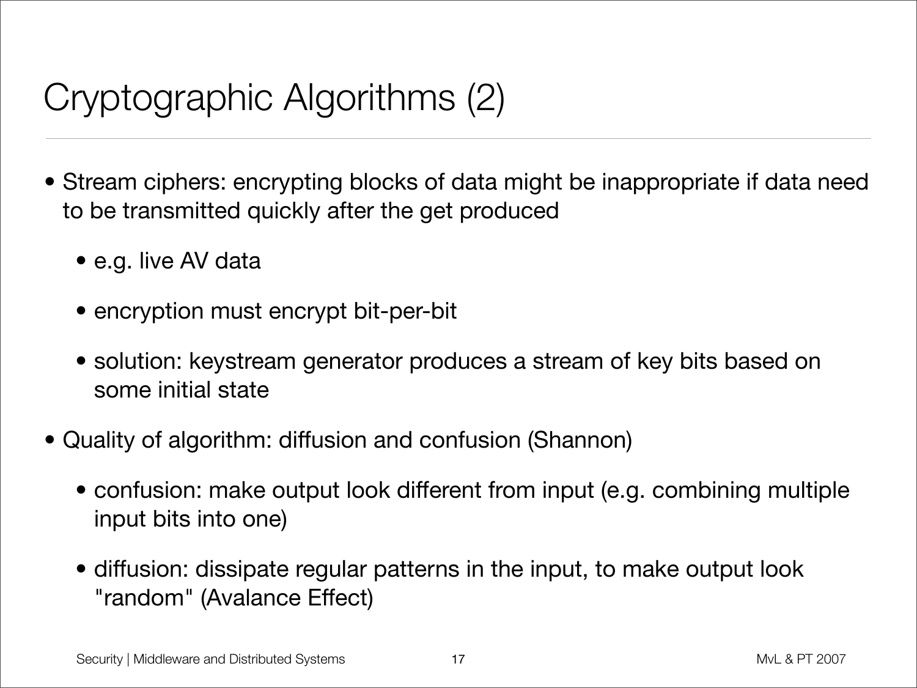# Cryptographic Algorithms (2)

- Stream ciphers: encrypting blocks of data might be inappropriate if data need to be transmitted quickly after the get produced
  - e.g. live AV data
  - encryption must encrypt bit-per-bit
  - solution: keystream generator produces a stream of key bits based on some initial state
- Quality of algorithm: diffusion and confusion (Shannon)
  - confusion: make output look different from input (e.g. combining multiple input bits into one)
  - diffusion: dissipate regular patterns in the input, to make output look "random" (Avalance Effect)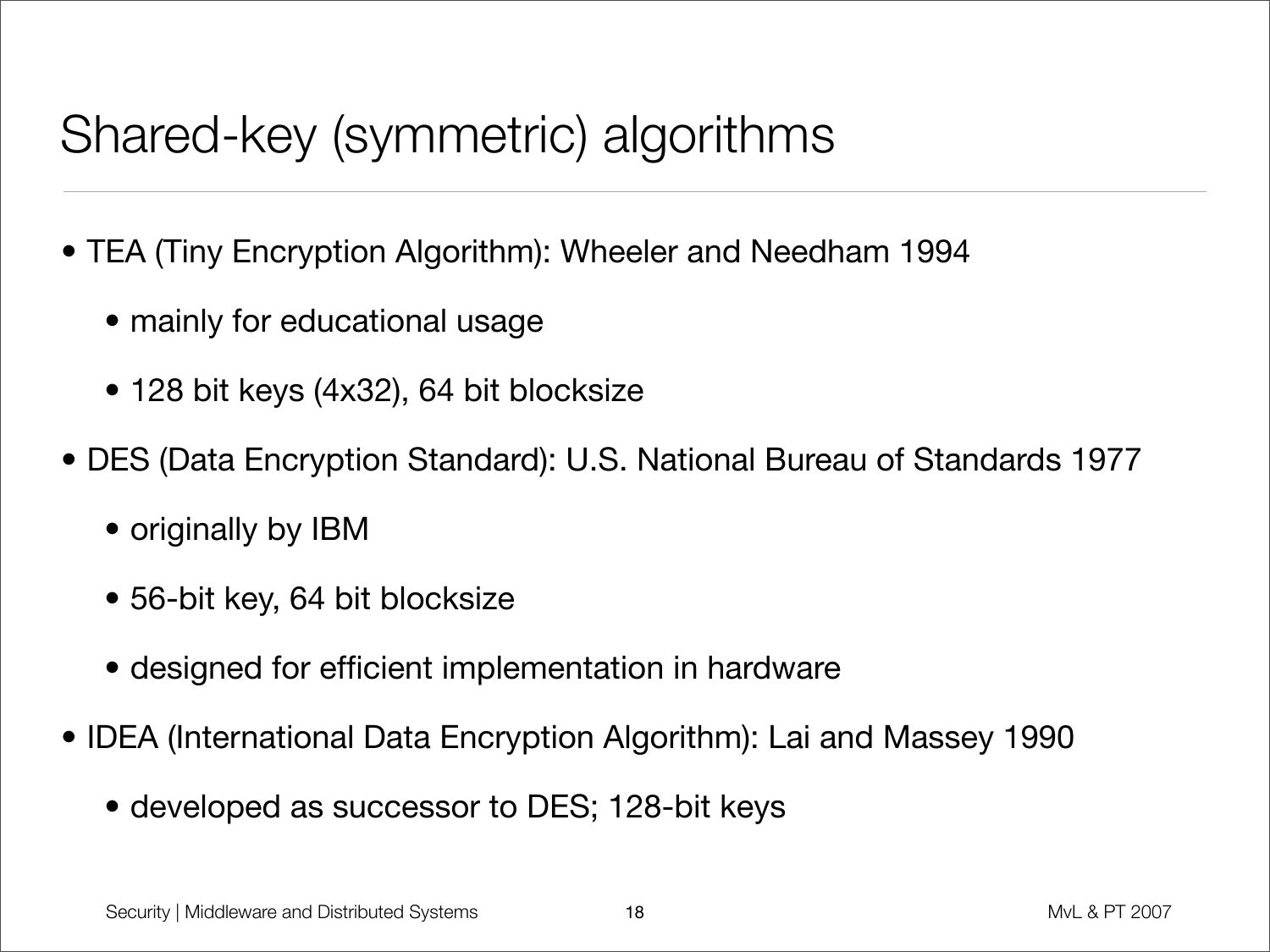# Shared-key (symmetric) algorithms

- TEA (Tiny Encryption Algorithm): Wheeler and Needham 1994
  - mainly for educational usage
  - 128 bit keys (4x32), 64 bit blocksize
- DES (Data Encryption Standard): U.S. National Bureau of Standards 1977
  - originally by IBM
  - 56-bit key, 64 bit blocksize
  - designed for efficient implementation in hardware
- IDEA (International Data Encryption Algorithm): Lai and Massey 1990
  - developed as successor to DES; 128-bit keys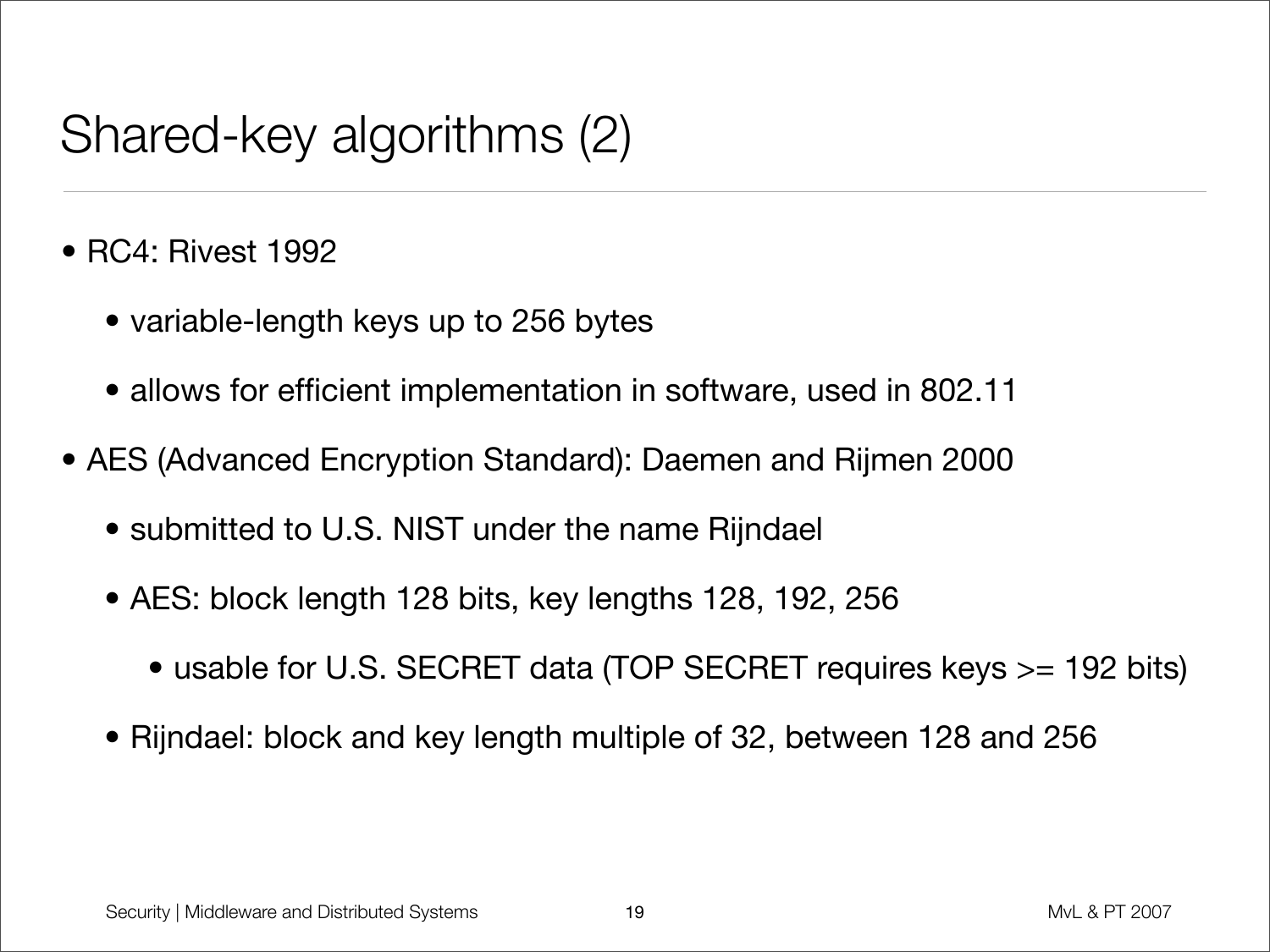# Shared-key algorithms (2)

- RC4: Rivest 1992
  - variable-length keys up to 256 bytes
  - allows for efficient implementation in software, used in 802.11
- AES (Advanced Encryption Standard): Daemen and Rijmen 2000
  - submitted to U.S. NIST under the name Rijndael
  - AES: block length 128 bits, key lengths 128, 192, 256
    - usable for U.S. SECRET data (TOP SECRET requires keys >= 192 bits)
  - Rijndael: block and key length multiple of 32, between 128 and 256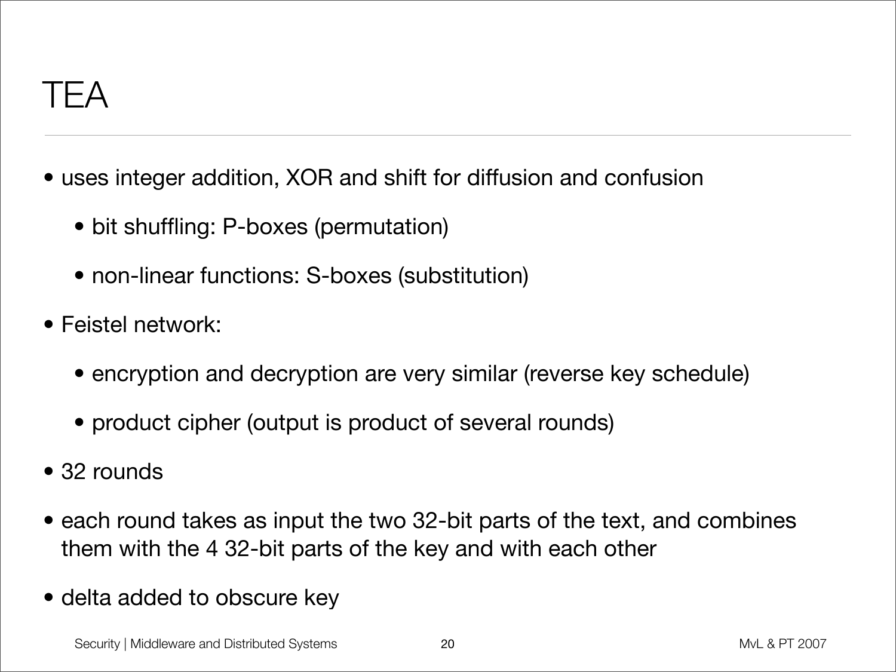# TEA

- uses integer addition, XOR and shift for diffusion and confusion
  - bit shuffling: P-boxes (permutation)
  - non-linear functions: S-boxes (substitution)
- Feistel network:
  - encryption and decryption are very similar (reverse key schedule)
  - product cipher (output is product of several rounds)
- 32 rounds
- each round takes as input the two 32-bit parts of the text, and combines them with the 4 32-bit parts of the key and with each other
- delta added to obscure key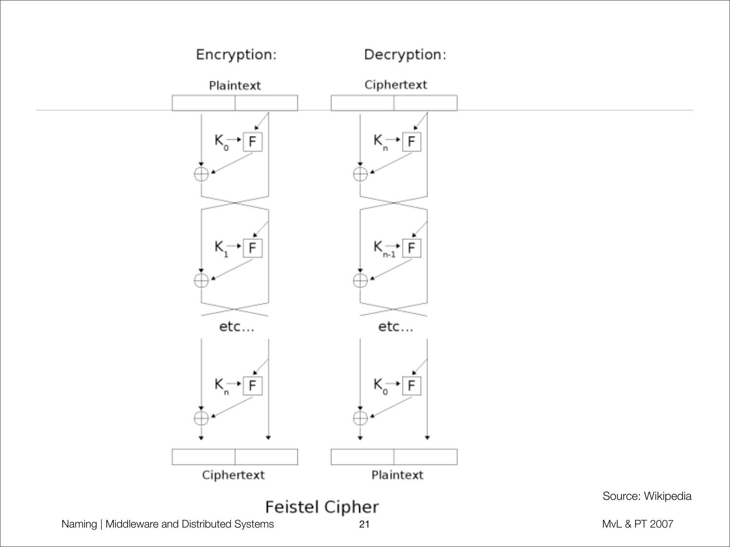Encryption:

Plaintext

$K_0$ → F

$K_1$ → F

etc...

$K_n$ → F

Ciphertext

Decryption:

Ciphertext

$K_n$ → F

$K_{n-1}$ → F

etc...

$K_0$ → F

Plaintext

Feistel Cipher

Source: Wikipedia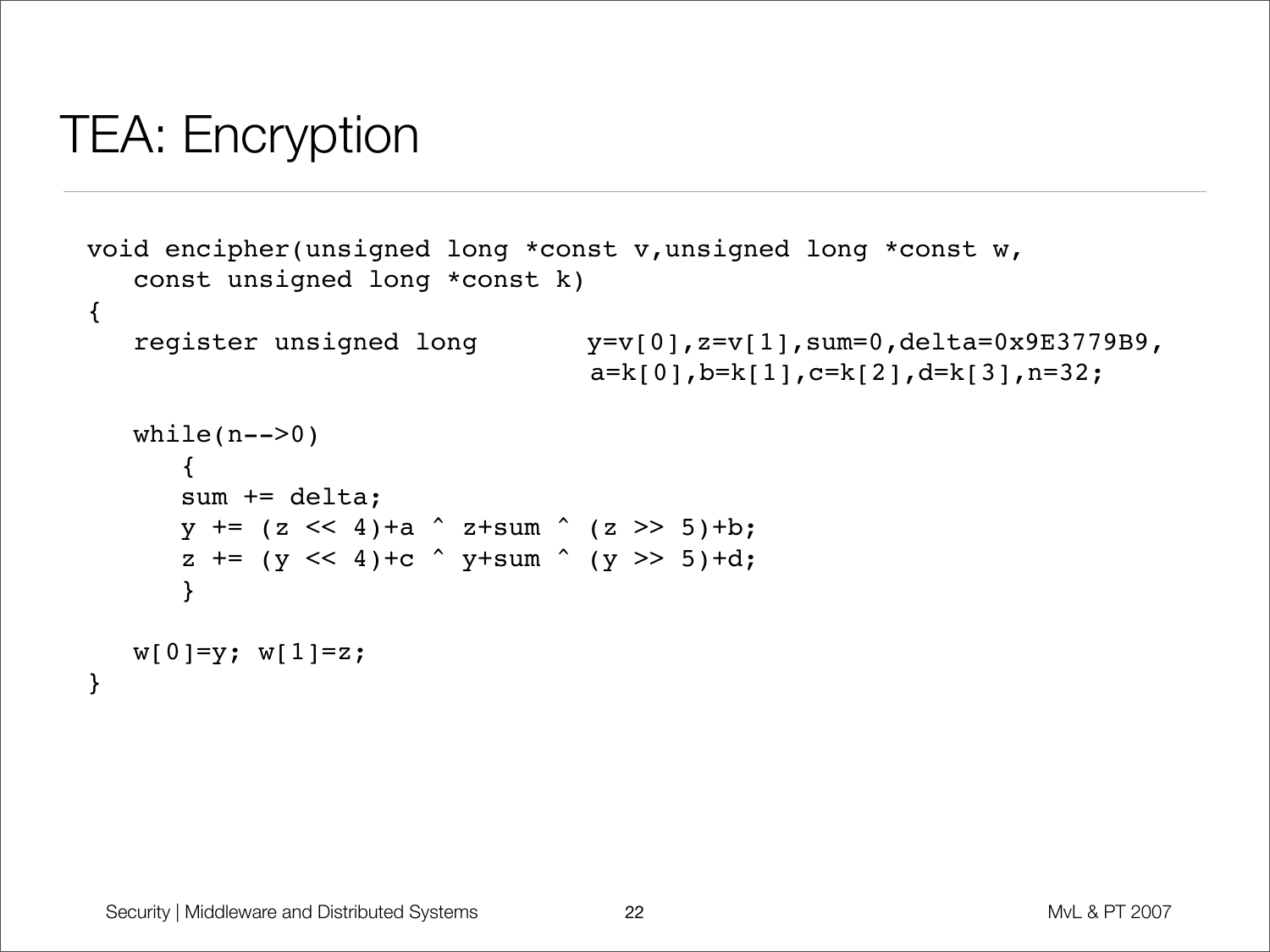# TEA: Encryption

```
void encipher(unsigned long *const v,unsigned long *const w,
   const unsigned long *const k)
{
   register unsigned long       y=v[0],z=v[1],sum=0,delta=0x9E3779B9,
                                a=k[0],b=k[1],c=k[2],d=k[3],n=32;

   while(n-->0)
      {
      sum += delta;
      y += (z << 4)+a ^ z+sum ^ (z >> 5)+b;
      z += (y << 4)+c ^ y+sum ^ (y >> 5)+d;
      }

   w[0]=y; w[1]=z;
}
```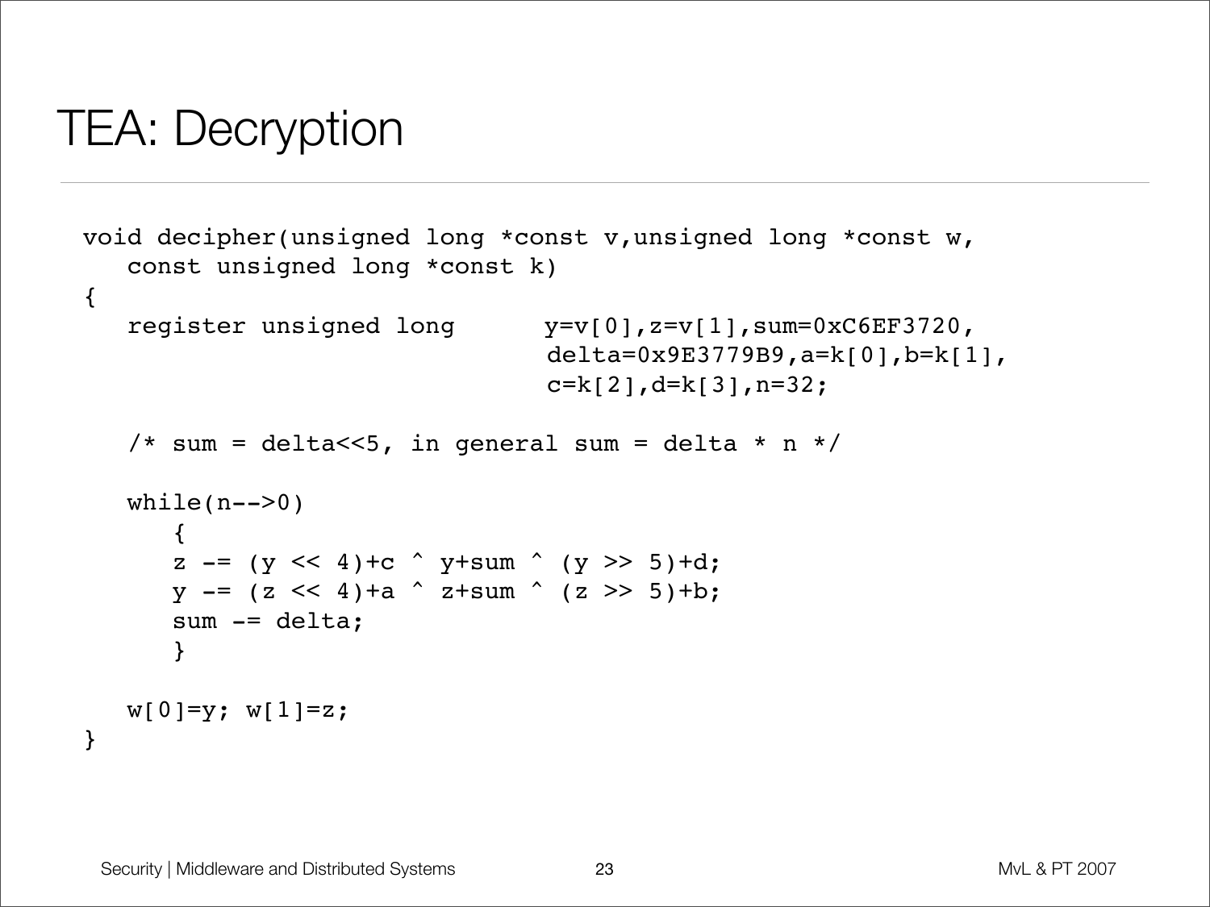# TEA: Decryption

```
void decipher(unsigned long *const v,unsigned long *const w,
   const unsigned long *const k)
{
   register unsigned long      y=v[0],z=v[1],sum=0xC6EF3720,
                               delta=0x9E3779B9,a=k[0],b=k[1],
                               c=k[2],d=k[3],n=32;

   /* sum = delta<<5, in general sum = delta * n */

   while(n-->0)
      {
      z -= (y << 4)+c ^ y+sum ^ (y >> 5)+d;
      y -= (z << 4)+a ^ z+sum ^ (z >> 5)+b;
      sum -= delta;
      }

   w[0]=y; w[1]=z;
}
```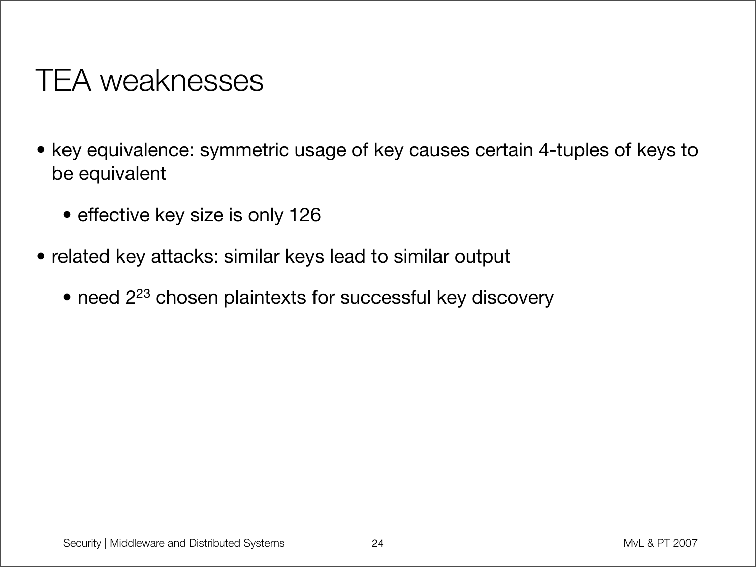# TEA weaknesses

- key equivalence: symmetric usage of key causes certain 4-tuples of keys to be equivalent
  - effective key size is only 126
- related key attacks: similar keys lead to similar output
  - need $2^{23}$ chosen plaintexts for successful key discovery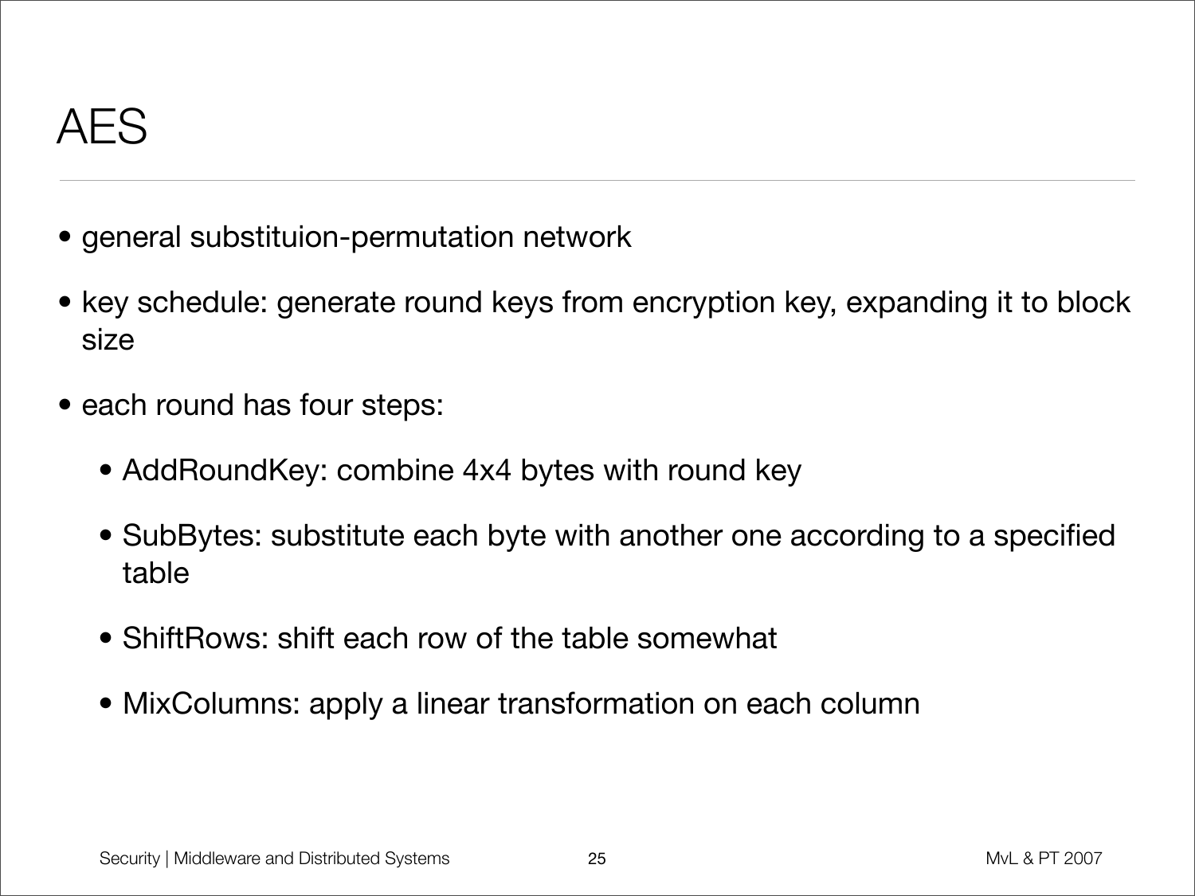# AES

- general substituion-permutation network
- key schedule: generate round keys from encryption key, expanding it to block size
- each round has four steps:
  - AddRoundKey: combine 4x4 bytes with round key
  - SubBytes: substitute each byte with another one according to a specified table
  - ShiftRows: shift each row of the table somewhat
  - MixColumns: apply a linear transformation on each column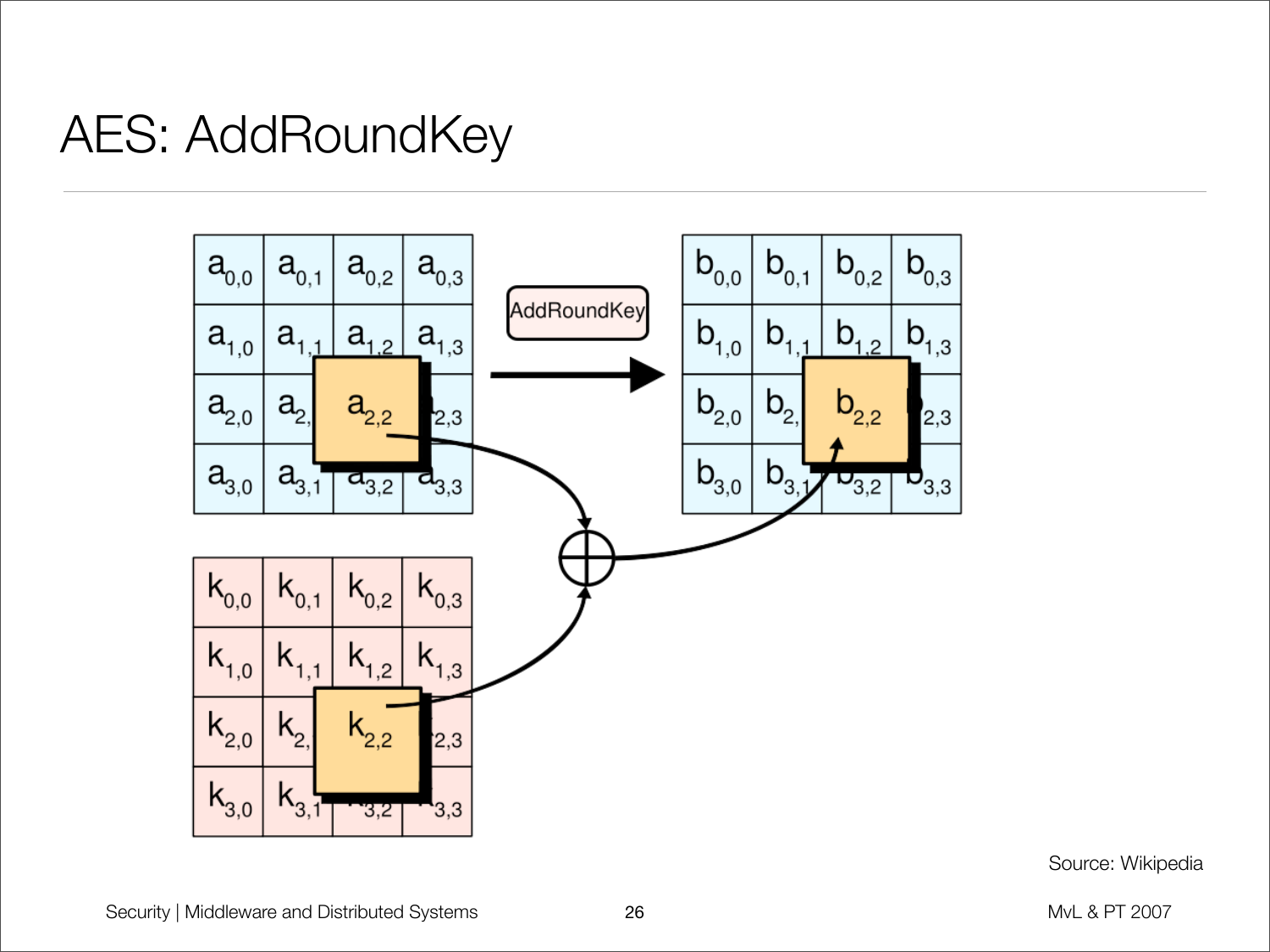# AES: AddRoundKey

| $a_{0,0}$ | $a_{0,1}$ | $a_{0,2}$ | $a_{0,3}$ |
|---|---|---|---|
| $a_{1,0}$ | $a_{1,1}$ | $a_{1,2}$ | $a_{1,3}$ |
| $a_{2,0}$ | $a_{2,1}$ | $a_{2,2}$ | $a_{2,3}$ |
| $a_{3,0}$ | $a_{3,1}$ | $a_{3,2}$ | $a_{3,3}$ |

AddRoundKey

| $b_{0,0}$ | $b_{0,1}$ | $b_{0,2}$ | $b_{0,3}$ |
|---|---|---|---|
| $b_{1,0}$ | $b_{1,1}$ | $b_{1,2}$ | $b_{1,3}$ |
| $b_{2,0}$ | $b_{2,1}$ | $b_{2,2}$ | $b_{2,3}$ |
| $b_{3,0}$ | $b_{3,1}$ | $b_{3,2}$ | $b_{3,3}$ |

| $k_{0,0}$ | $k_{0,1}$ | $k_{0,2}$ | $k_{0,3}$ |
|---|---|---|---|
| $k_{1,0}$ | $k_{1,1}$ | $k_{1,2}$ | $k_{1,3}$ |
| $k_{2,0}$ | $k_{2,1}$ | $k_{2,2}$ | $k_{2,3}$ |
| $k_{3,0}$ | $k_{3,1}$ | $k_{3,2}$ | $k_{3,3}$ |

$$b_{2,2} = a_{2,2} \oplus k_{2,2}$$

Source: Wikipedia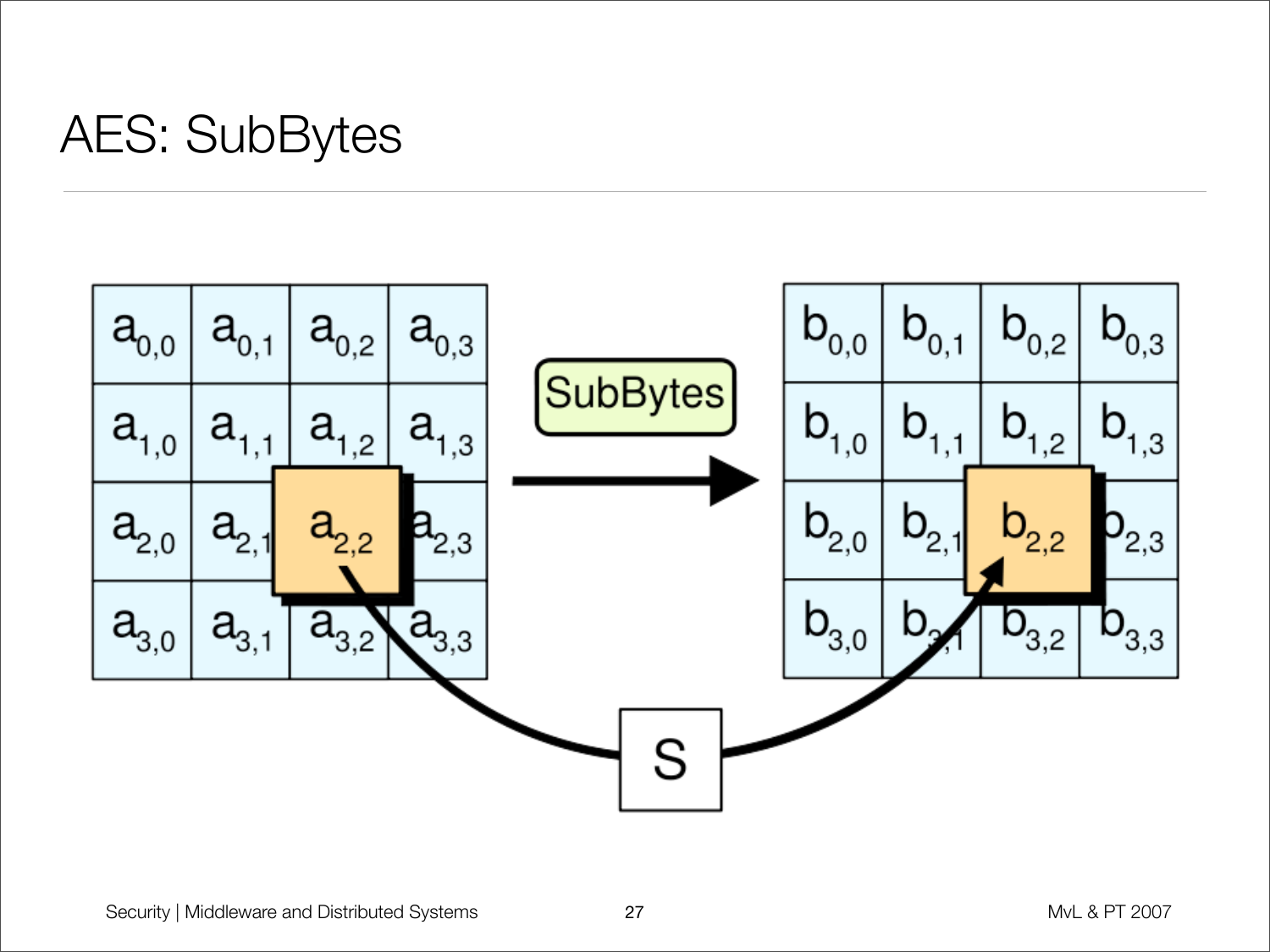# AES: SubBytes

| $a_{0,0}$ | $a_{0,1}$ | $a_{0,2}$ | $a_{0,3}$ |
|---|---|---|---|
| $a_{1,0}$ | $a_{1,1}$ | $a_{1,2}$ | $a_{1,3}$ |
| $a_{2,0}$ | $a_{2,1}$ | $a_{2,2}$ | $a_{2,3}$ |
| $a_{3,0}$ | $a_{3,1}$ | $a_{3,2}$ | $a_{3,3}$ |

SubBytes →

| $b_{0,0}$ | $b_{0,1}$ | $b_{0,2}$ | $b_{0,3}$ |
|---|---|---|---|
| $b_{1,0}$ | $b_{1,1}$ | $b_{1,2}$ | $b_{1,3}$ |
| $b_{2,0}$ | $b_{2,1}$ | $b_{2,2}$ | $b_{2,3}$ |
| $b_{3,0}$ | $b_{3,1}$ | $b_{3,2}$ | $b_{3,3}$ |

$a_{2,2}$ → S → $b_{2,2}$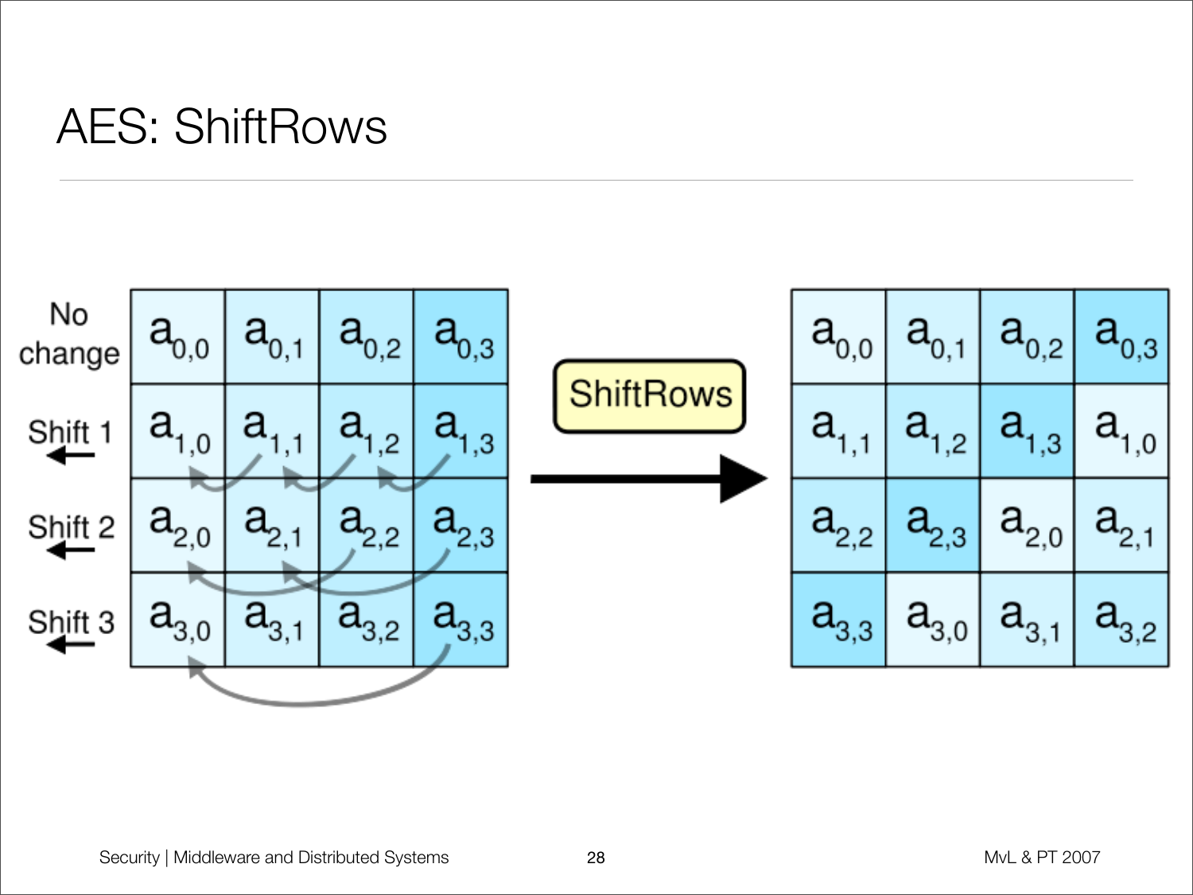# AES: ShiftRows

| | | | | |
|---|---|---|---|---|
| No change | $a_{0,0}$ | $a_{0,1}$ | $a_{0,2}$ | $a_{0,3}$ |
| Shift 1 ← | $a_{1,0}$ | $a_{1,1}$ | $a_{1,2}$ | $a_{1,3}$ |
| Shift 2 ← | $a_{2,0}$ | $a_{2,1}$ | $a_{2,2}$ | $a_{2,3}$ |
| Shift 3 ← | $a_{3,0}$ | $a_{3,1}$ | $a_{3,2}$ | $a_{3,3}$ |

ShiftRows →

| | | | |
|---|---|---|---|
| $a_{0,0}$ | $a_{0,1}$ | $a_{0,2}$ | $a_{0,3}$ |
| $a_{1,1}$ | $a_{1,2}$ | $a_{1,3}$ | $a_{1,0}$ |
| $a_{2,2}$ | $a_{2,3}$ | $a_{2,0}$ | $a_{2,1}$ |
| $a_{3,3}$ | $a_{3,0}$ | $a_{3,1}$ | $a_{3,2}$ |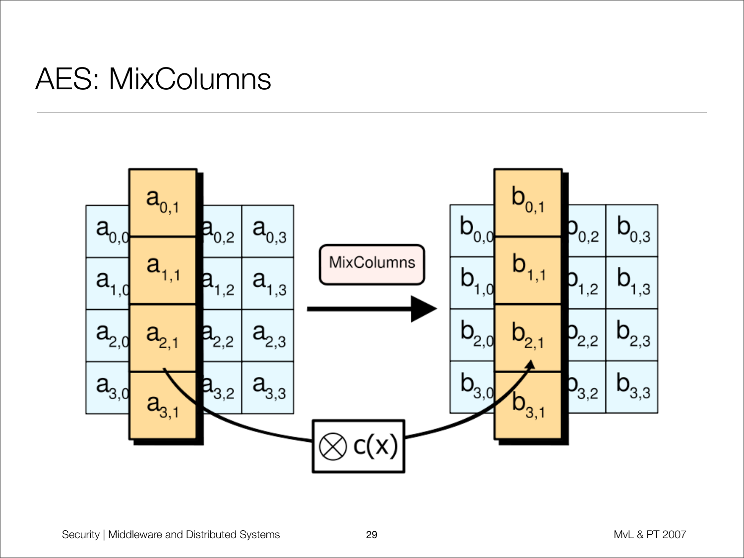# AES: MixColumns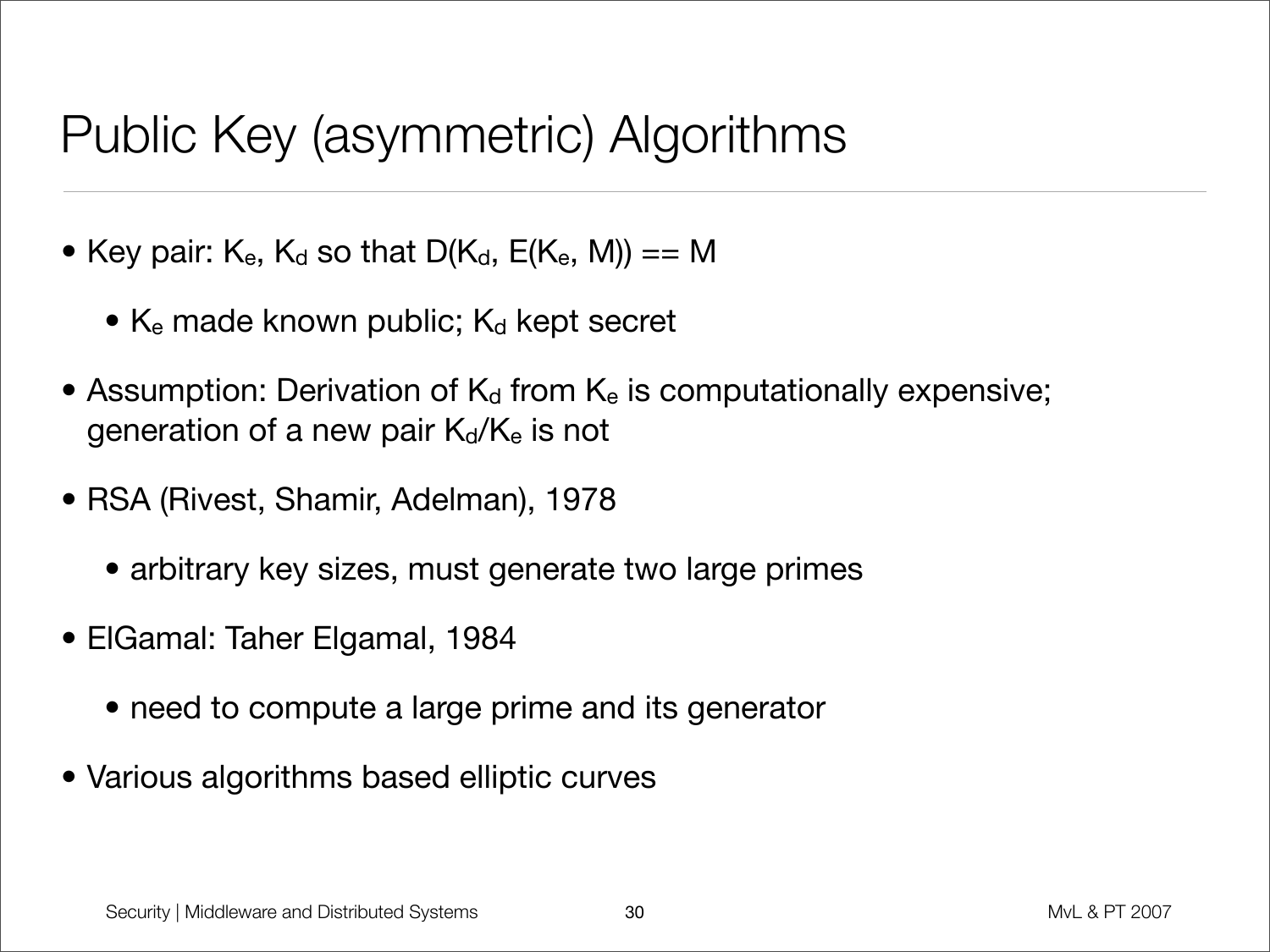# Public Key (asymmetric) Algorithms

- Key pair: $K_e$, $K_d$ so that $D(K_d, E(K_e, M)) == M$
  - $K_e$ made known public; $K_d$ kept secret
- Assumption: Derivation of $K_d$ from $K_e$ is computationally expensive; generation of a new pair $K_d/K_e$ is not
- RSA (Rivest, Shamir, Adelman), 1978
  - arbitrary key sizes, must generate two large primes
- ElGamal: Taher Elgamal, 1984
  - need to compute a large prime and its generator
- Various algorithms based elliptic curves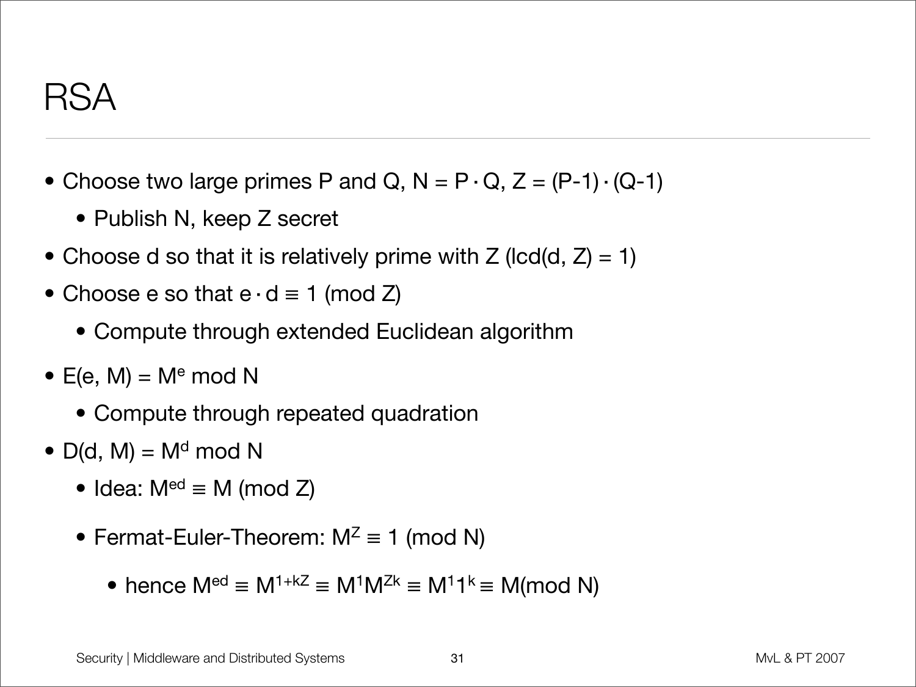# RSA

- Choose two large primes P and Q, $N = P \cdot Q$, $Z = (P-1) \cdot (Q-1)$
  - Publish N, keep Z secret
- Choose d so that it is relatively prime with Z (lcd(d, Z) = 1)
- Choose e so that $e \cdot d \equiv 1 \pmod{Z}$
  - Compute through extended Euclidean algorithm
- $E(e, M) = M^e \bmod N$
  - Compute through repeated quadration
- $D(d, M) = M^d \bmod N$
  - Idea: $M^{ed} \equiv M \pmod{Z}$
  - Fermat-Euler-Theorem: $M^Z \equiv 1 \pmod{N}$
    - hence $M^{ed} \equiv M^{1+kZ} \equiv M^1 M^{Zk} \equiv M^1 1^k \equiv M (\bmod N)$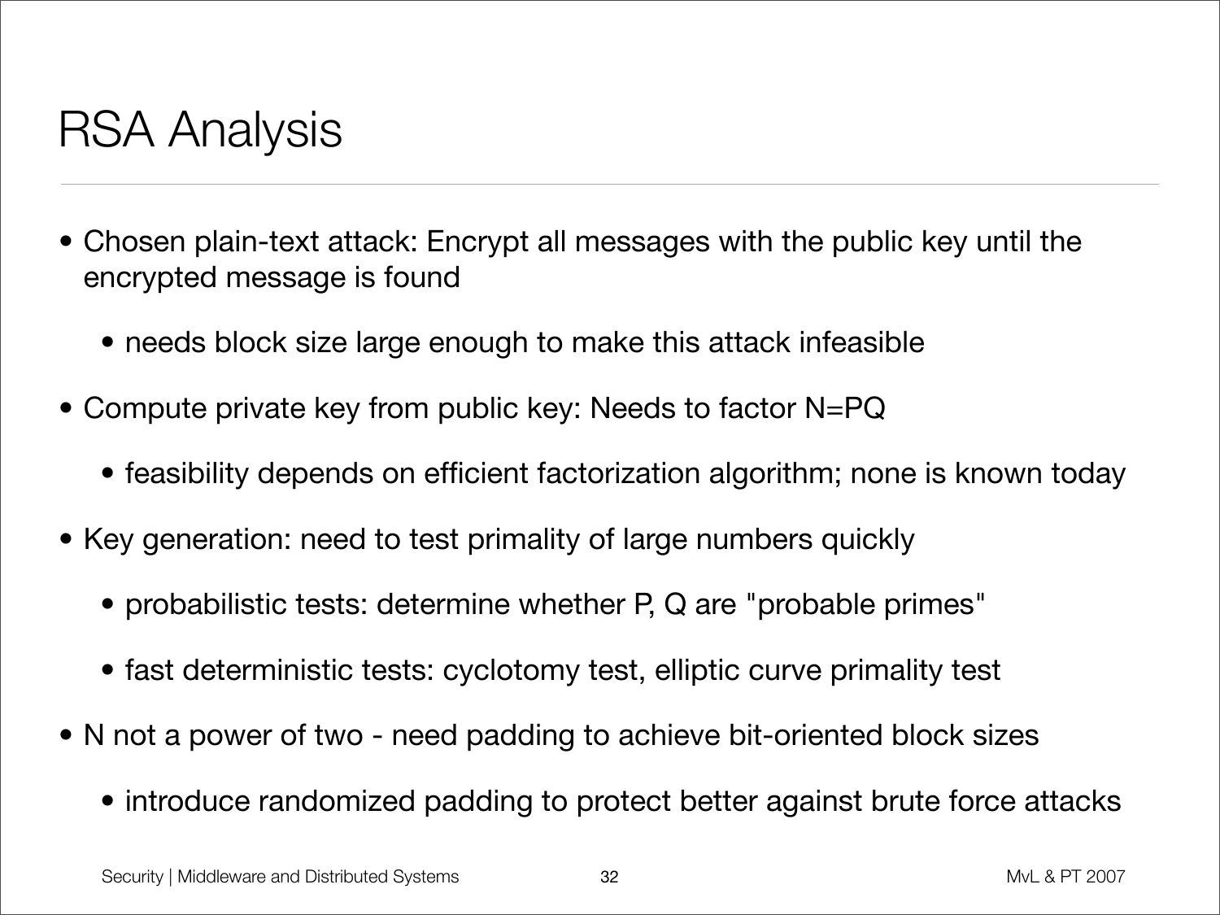# RSA Analysis

- Chosen plain-text attack: Encrypt all messages with the public key until the encrypted message is found
  - needs block size large enough to make this attack infeasible
- Compute private key from public key: Needs to factor N=PQ
  - feasibility depends on efficient factorization algorithm; none is known today
- Key generation: need to test primality of large numbers quickly
  - probabilistic tests: determine whether P, Q are "probable primes"
  - fast deterministic tests: cyclotomy test, elliptic curve primality test
- N not a power of two - need padding to achieve bit-oriented block sizes
  - introduce randomized padding to protect better against brute force attacks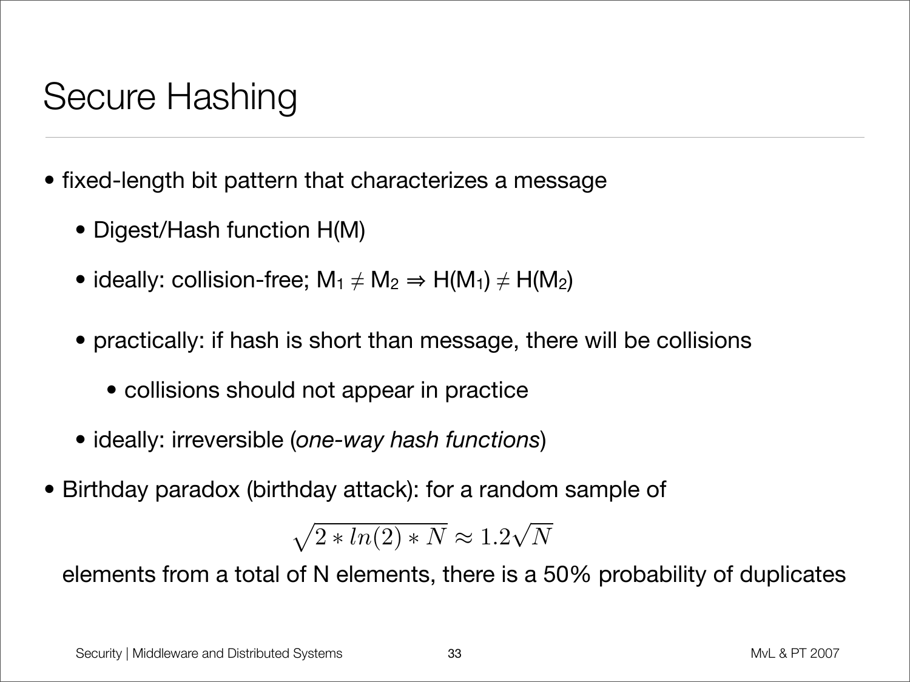# Secure Hashing

- fixed-length bit pattern that characterizes a message
  - Digest/Hash function $H(M)$
  - ideally: collision-free; $M_1 \neq M_2 \Rightarrow H(M_1) \neq H(M_2)$
  - practically: if hash is short than message, there will be collisions
    - collisions should not appear in practice
  - ideally: irreversible (*one-way hash functions*)
- Birthday paradox (birthday attack): for a random sample of

$$\sqrt{2 * ln(2) * N} \approx 1.2\sqrt{N}$$

elements from a total of N elements, there is a 50% probability of duplicates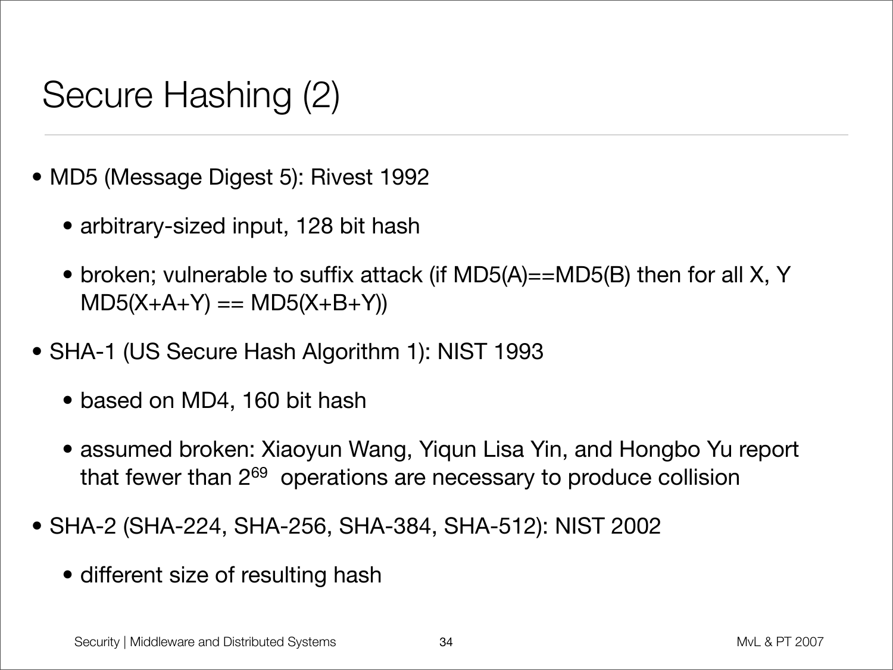# Secure Hashing (2)

- MD5 (Message Digest 5): Rivest 1992
  - arbitrary-sized input, 128 bit hash
  - broken; vulnerable to suffix attack (if MD5(A)==MD5(B) then for all X, Y MD5(X+A+Y) == MD5(X+B+Y))
- SHA-1 (US Secure Hash Algorithm 1): NIST 1993
  - based on MD4, 160 bit hash
  - assumed broken: Xiaoyun Wang, Yiqun Lisa Yin, and Hongbo Yu report that fewer than $2^{69}$ operations are necessary to produce collision
- SHA-2 (SHA-224, SHA-256, SHA-384, SHA-512): NIST 2002
  - different size of resulting hash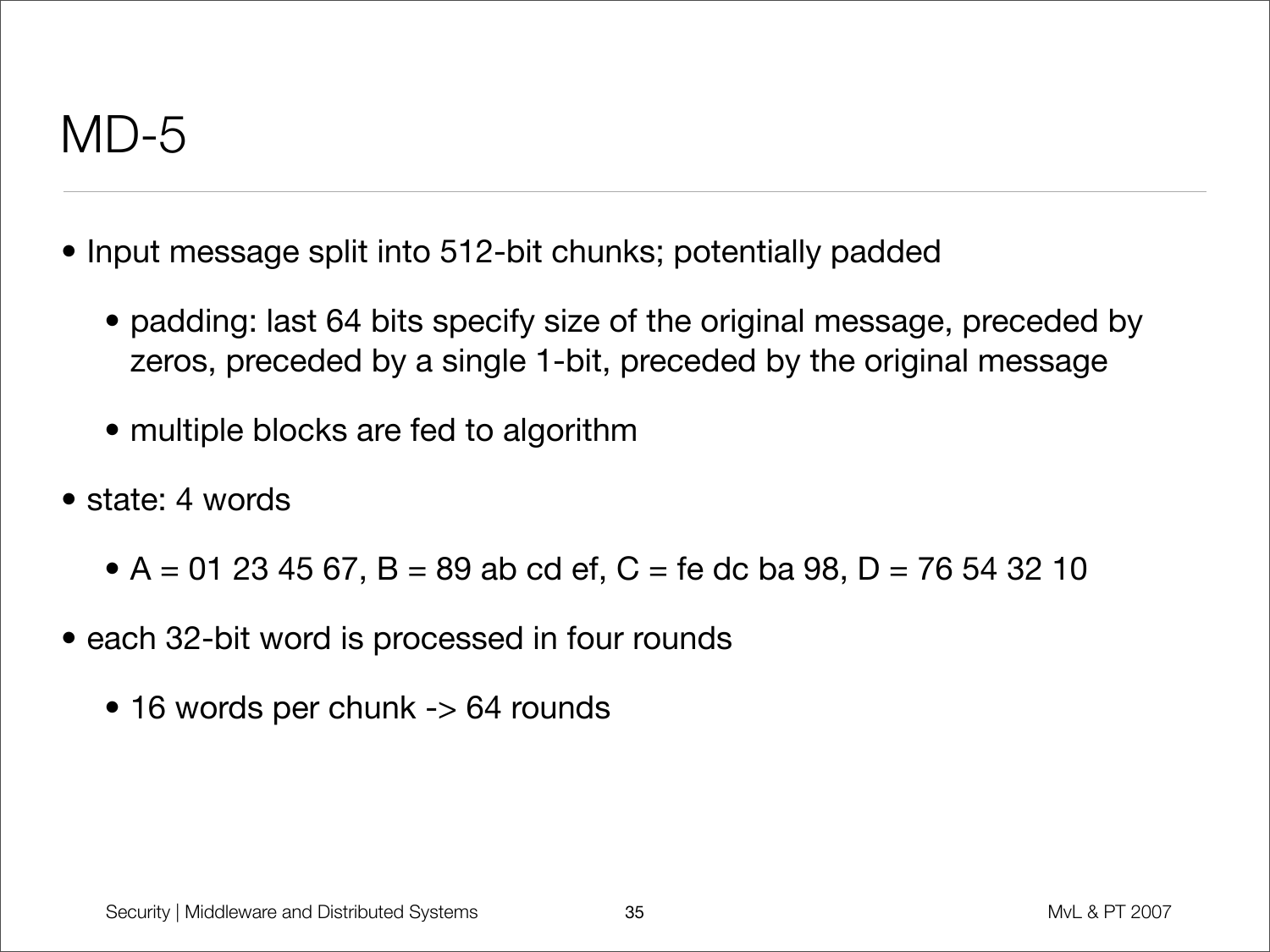# MD-5

- Input message split into 512-bit chunks; potentially padded
  - padding: last 64 bits specify size of the original message, preceded by zeros, preceded by a single 1-bit, preceded by the original message
  - multiple blocks are fed to algorithm
- state: 4 words
  - A = 01 23 45 67, B = 89 ab cd ef, C = fe dc ba 98, D = 76 54 32 10
- each 32-bit word is processed in four rounds
  - 16 words per chunk -> 64 rounds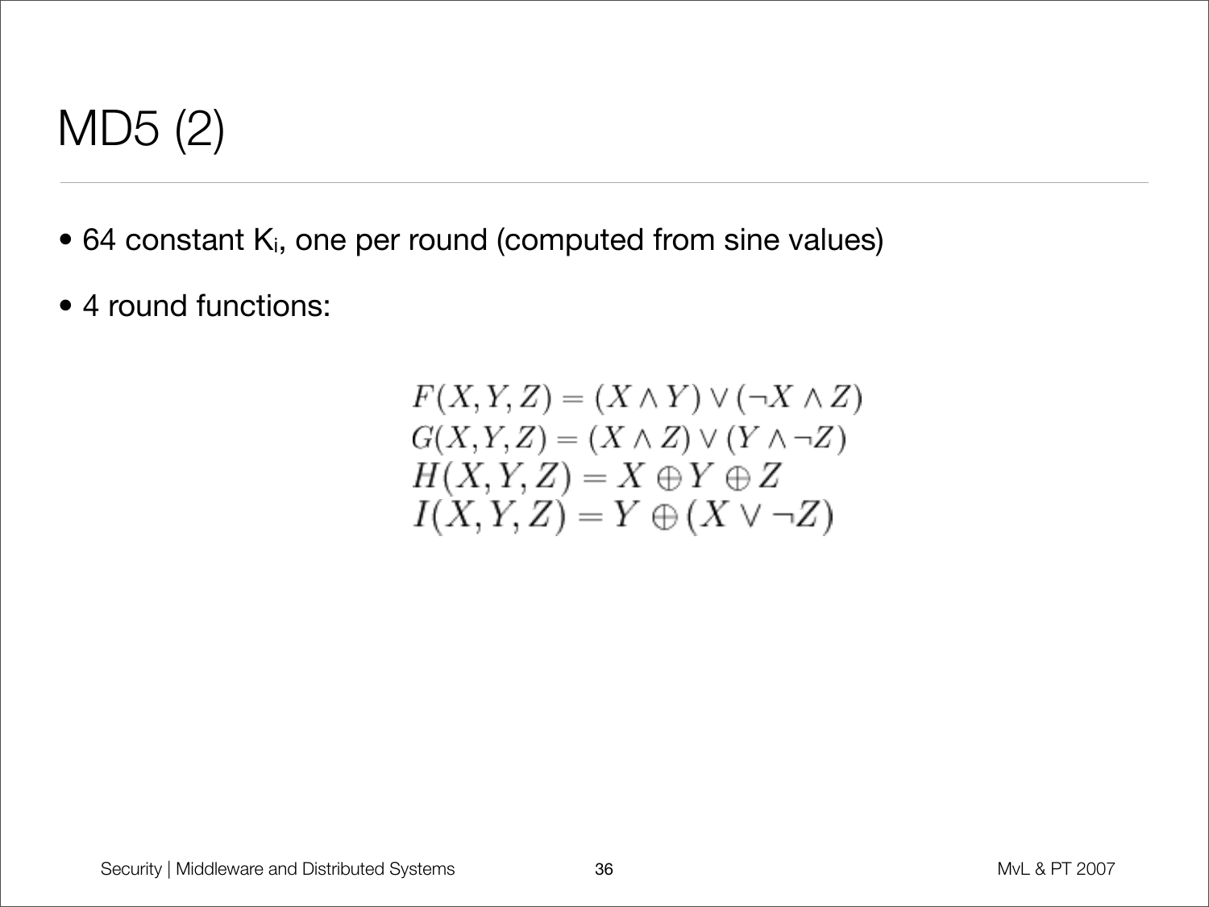# MD5 (2)

- 64 constant $K_i$, one per round (computed from sine values)
- 4 round functions:

$$
\begin{aligned}
F(X,Y,Z) &= (X \wedge Y) \vee (\neg X \wedge Z) \\
G(X,Y,Z) &= (X \wedge Z) \vee (Y \wedge \neg Z) \\
H(X,Y,Z) &= X \oplus Y \oplus Z \\
I(X,Y,Z) &= Y \oplus (X \vee \neg Z)
\end{aligned}
$$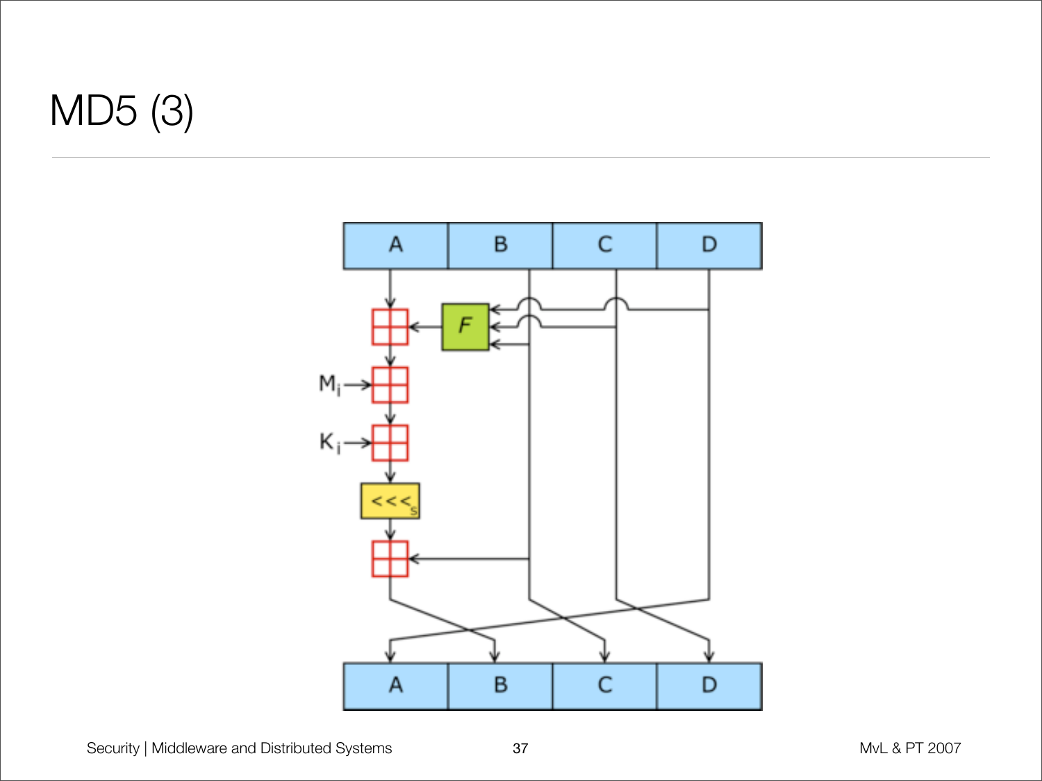# MD5 (3)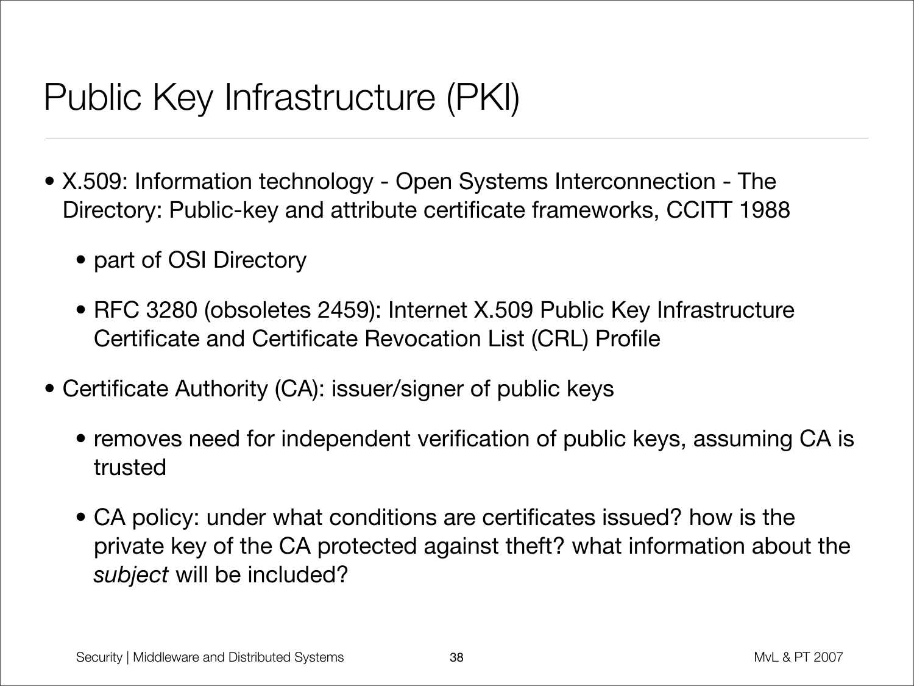# Public Key Infrastructure (PKI)

- X.509: Information technology - Open Systems Interconnection - The Directory: Public-key and attribute certificate frameworks, CCITT 1988
  - part of OSI Directory
  - RFC 3280 (obsoletes 2459): Internet X.509 Public Key Infrastructure Certificate and Certificate Revocation List (CRL) Profile
- Certificate Authority (CA): issuer/signer of public keys
  - removes need for independent verification of public keys, assuming CA is trusted
  - CA policy: under what conditions are certificates issued? how is the private key of the CA protected against theft? what information about the *subject* will be included?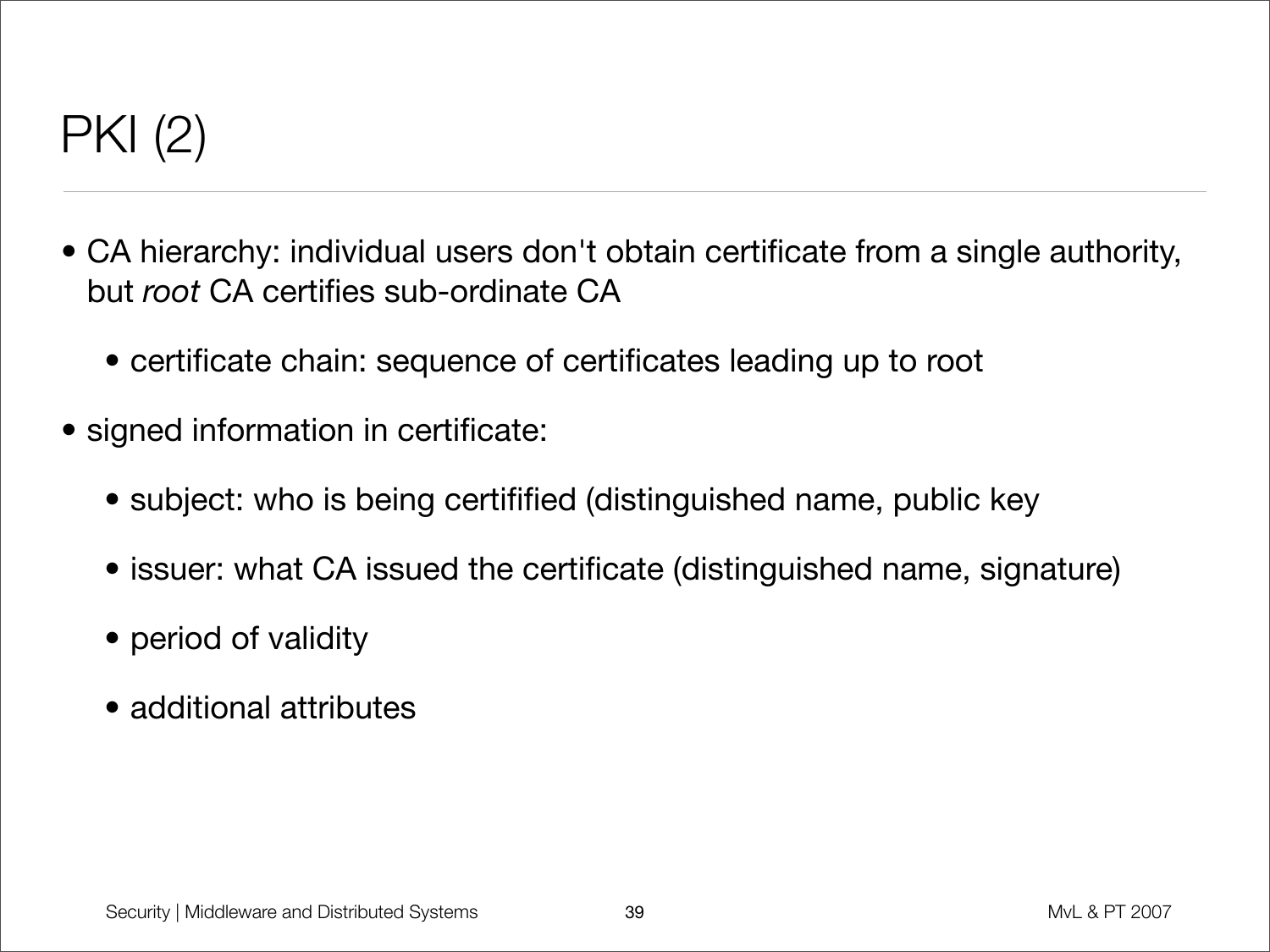# PKI (2)

- CA hierarchy: individual users don't obtain certificate from a single authority, but *root* CA certifies sub-ordinate CA
  - certificate chain: sequence of certificates leading up to root
- signed information in certificate:
  - subject: who is being certifified (distinguished name, public key
  - issuer: what CA issued the certificate (distinguished name, signature)
  - period of validity
  - additional attributes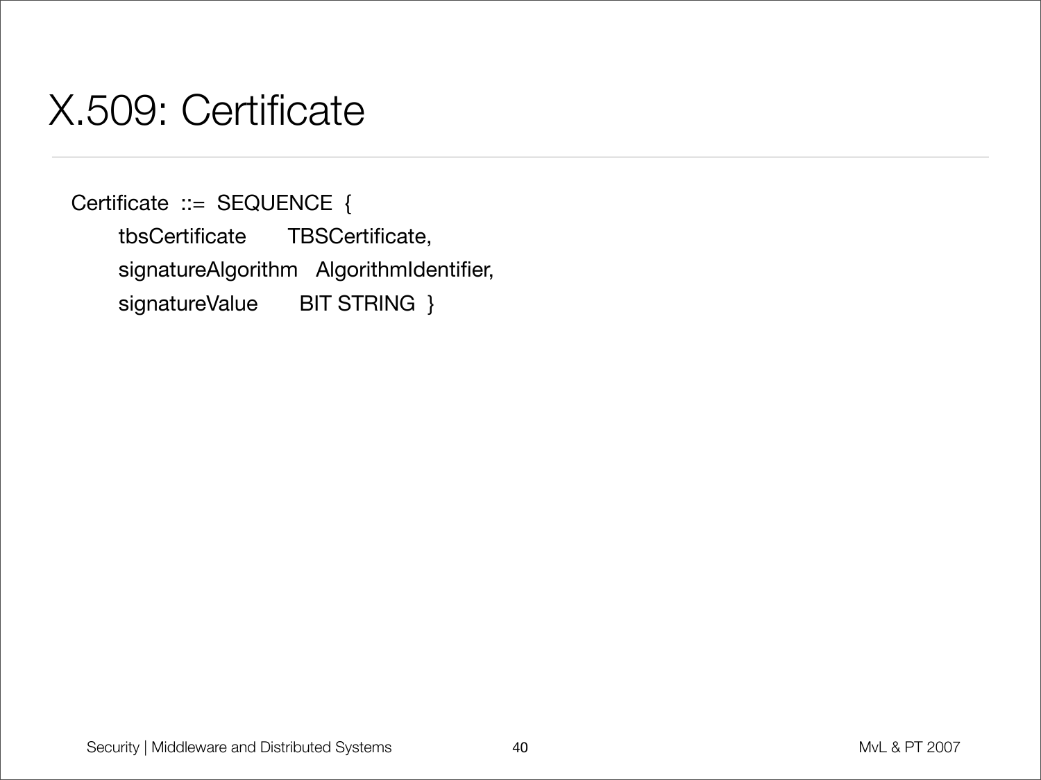# X.509: Certificate

```
Certificate  ::=  SEQUENCE  {
     tbsCertificate       TBSCertificate,
     signatureAlgorithm   AlgorithmIdentifier,
     signatureValue       BIT STRING  }
```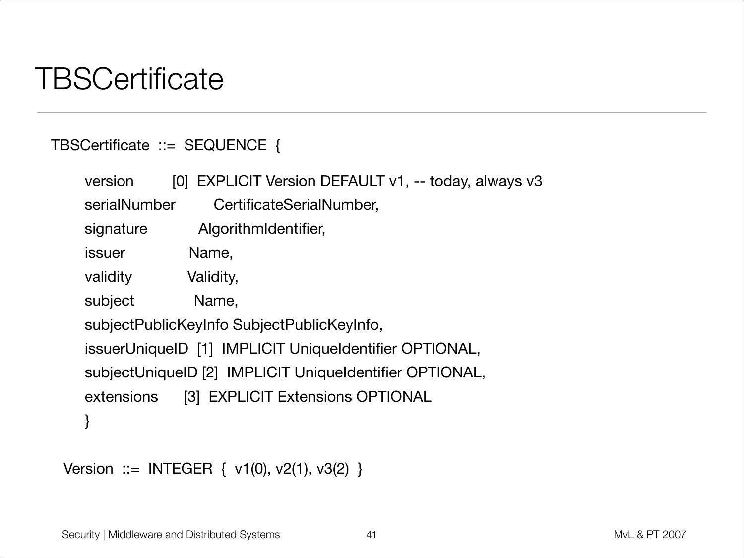# TBSCertificate

```
TBSCertificate  ::=  SEQUENCE  {

     version         [0]  EXPLICIT Version DEFAULT v1, -- today, always v3
     serialNumber         CertificateSerialNumber,
     signature            AlgorithmIdentifier,
     issuer               Name,
     validity             Validity,
     subject              Name,
     subjectPublicKeyInfo SubjectPublicKeyInfo,
     issuerUniqueID  [1]  IMPLICIT UniqueIdentifier OPTIONAL,
     subjectUniqueID [2]  IMPLICIT UniqueIdentifier OPTIONAL,
     extensions      [3]  EXPLICIT Extensions OPTIONAL
     }

Version  ::=  INTEGER  {  v1(0), v2(1), v3(2)  }
```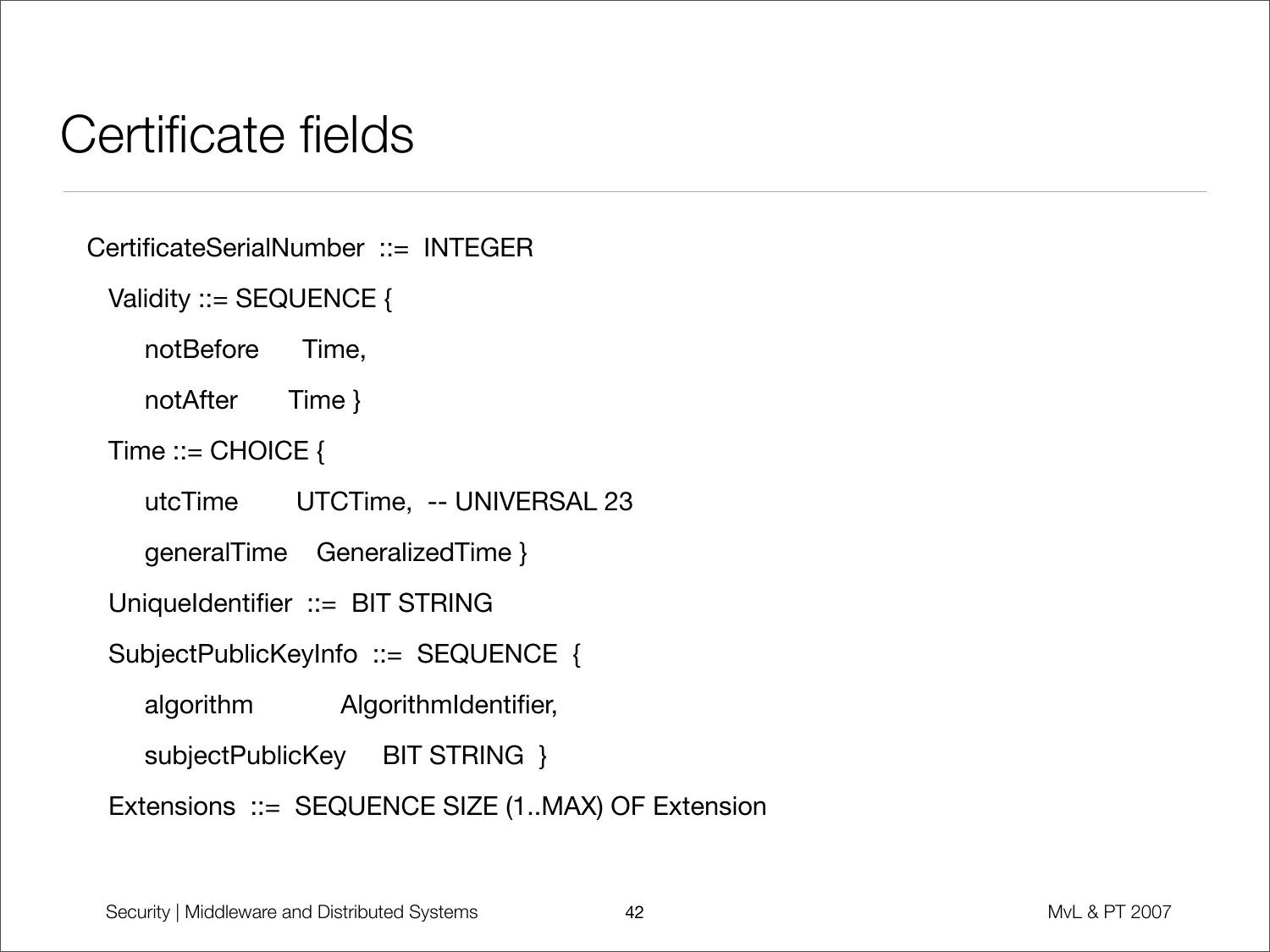# Certificate fields

```
CertificateSerialNumber  ::=  INTEGER
  Validity ::= SEQUENCE {
      notBefore      Time,
      notAfter       Time }
  Time ::= CHOICE {
      utcTime        UTCTime,  -- UNIVERSAL 23
      generalTime    GeneralizedTime }
  UniqueIdentifier  ::=  BIT STRING
  SubjectPublicKeyInfo  ::=  SEQUENCE  {
      algorithm            AlgorithmIdentifier,
      subjectPublicKey     BIT STRING  }
  Extensions  ::=  SEQUENCE SIZE (1..MAX) OF Extension
```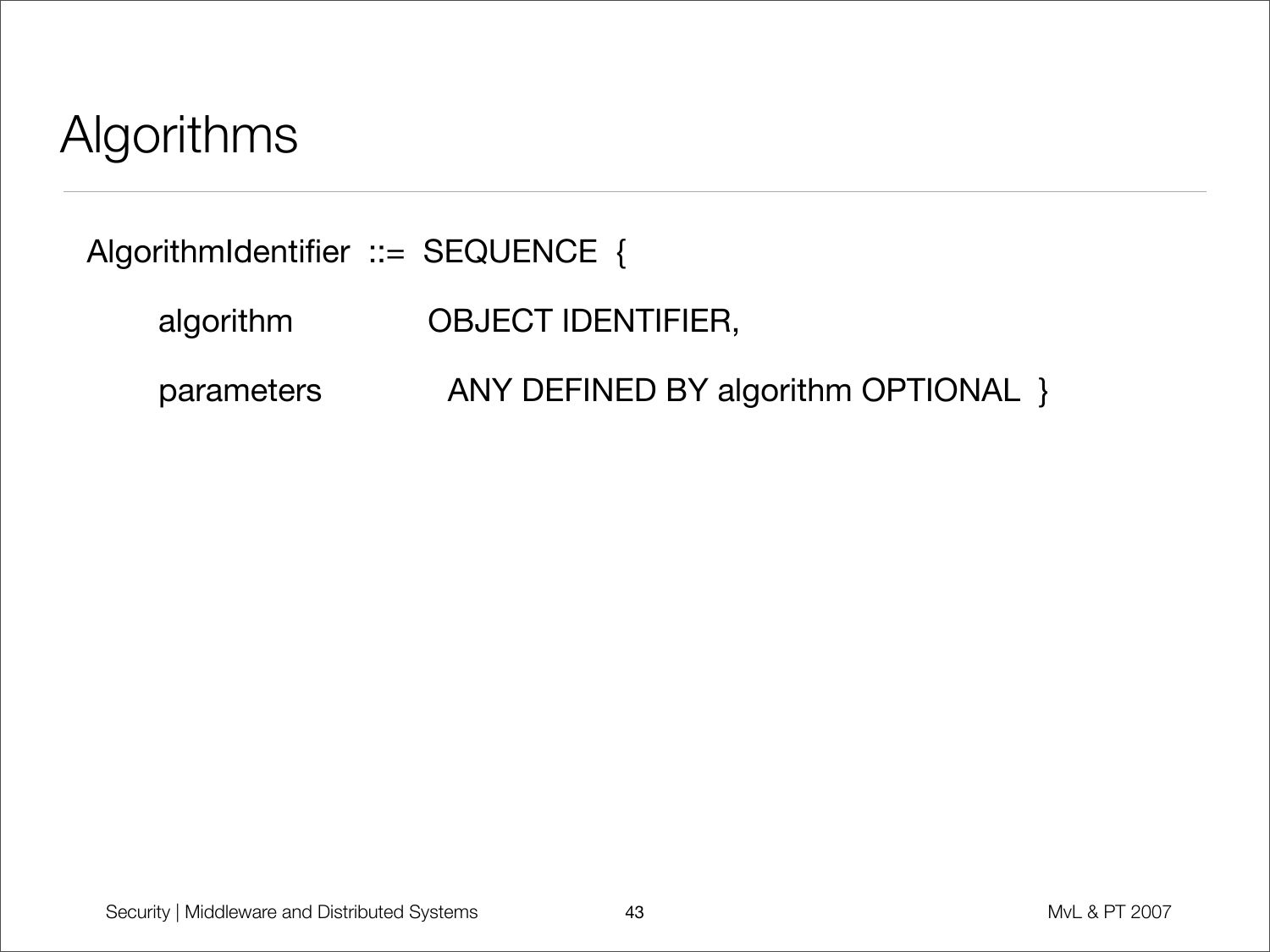# Algorithms

```
AlgorithmIdentifier  ::=  SEQUENCE  {
     algorithm               OBJECT IDENTIFIER,
     parameters              ANY DEFINED BY algorithm OPTIONAL  }
```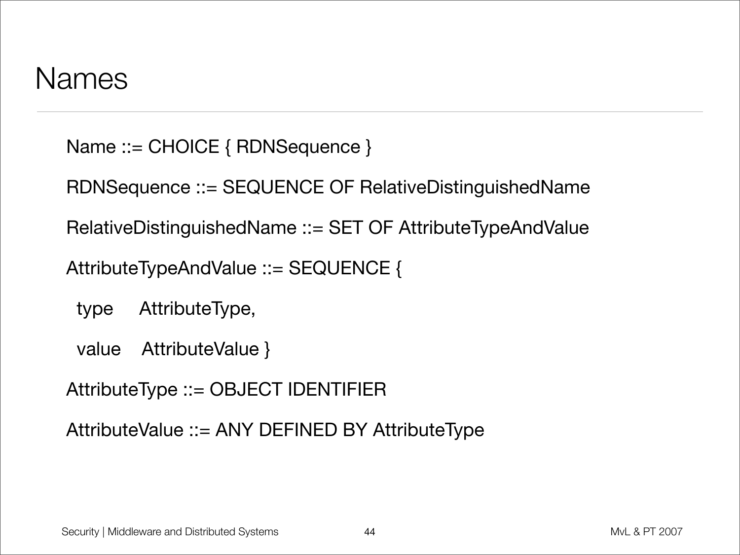# Names

```
Name ::= CHOICE { RDNSequence }

RDNSequence ::= SEQUENCE OF RelativeDistinguishedName

RelativeDistinguishedName ::= SET OF AttributeTypeAndValue

AttributeTypeAndValue ::= SEQUENCE {
  type     AttributeType,
  value    AttributeValue }

AttributeType ::= OBJECT IDENTIFIER

AttributeValue ::= ANY DEFINED BY AttributeType
```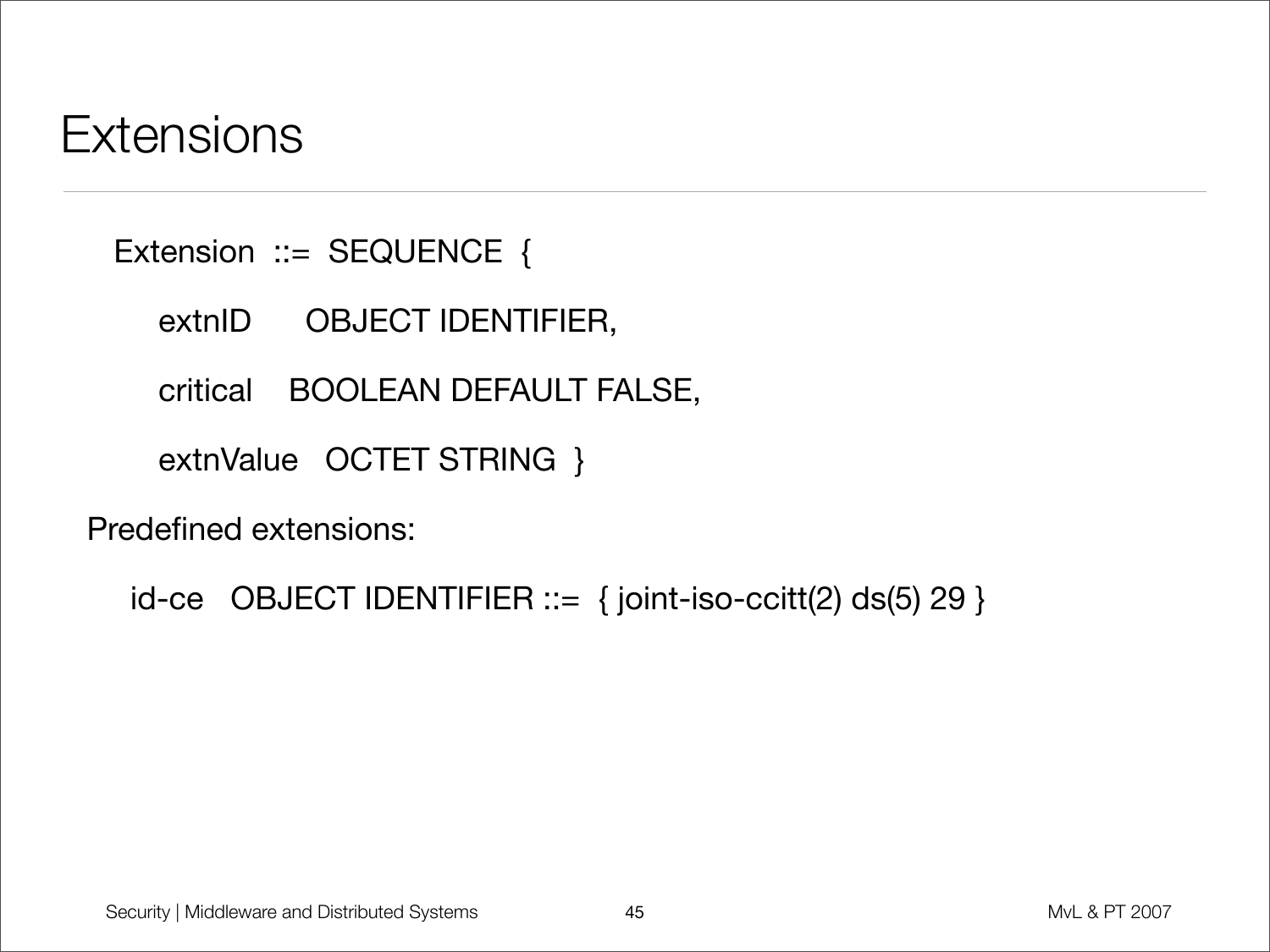# Extensions

```
Extension ::= SEQUENCE {
    extnID      OBJECT IDENTIFIER,
    critical    BOOLEAN DEFAULT FALSE,
    extnValue   OCTET STRING }
```

Predefined extensions:

```
id-ce   OBJECT IDENTIFIER ::= { joint-iso-ccitt(2) ds(5) 29 }
```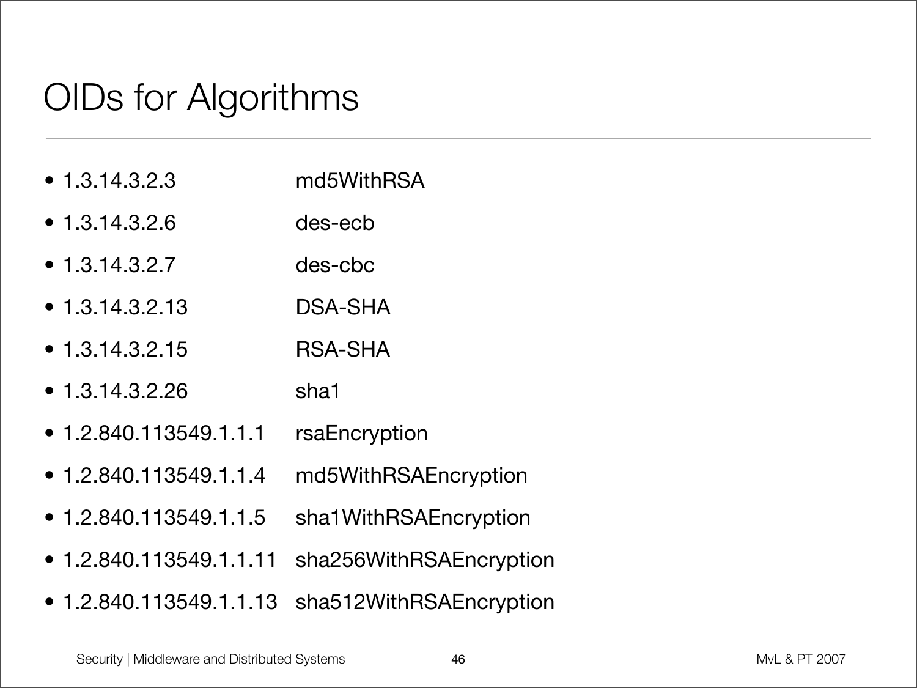# OIDs for Algorithms

- 1.3.14.3.2.3 md5WithRSA
- 1.3.14.3.2.6 des-ecb
- 1.3.14.3.2.7 des-cbc
- 1.3.14.3.2.13 DSA-SHA
- 1.3.14.3.2.15 RSA-SHA
- 1.3.14.3.2.26 sha1
- 1.2.840.113549.1.1.1 rsaEncryption
- 1.2.840.113549.1.1.4 md5WithRSAEncryption
- 1.2.840.113549.1.1.5 sha1WithRSAEncryption
- 1.2.840.113549.1.1.11 sha256WithRSAEncryption
- 1.2.840.113549.1.1.13 sha512WithRSAEncryption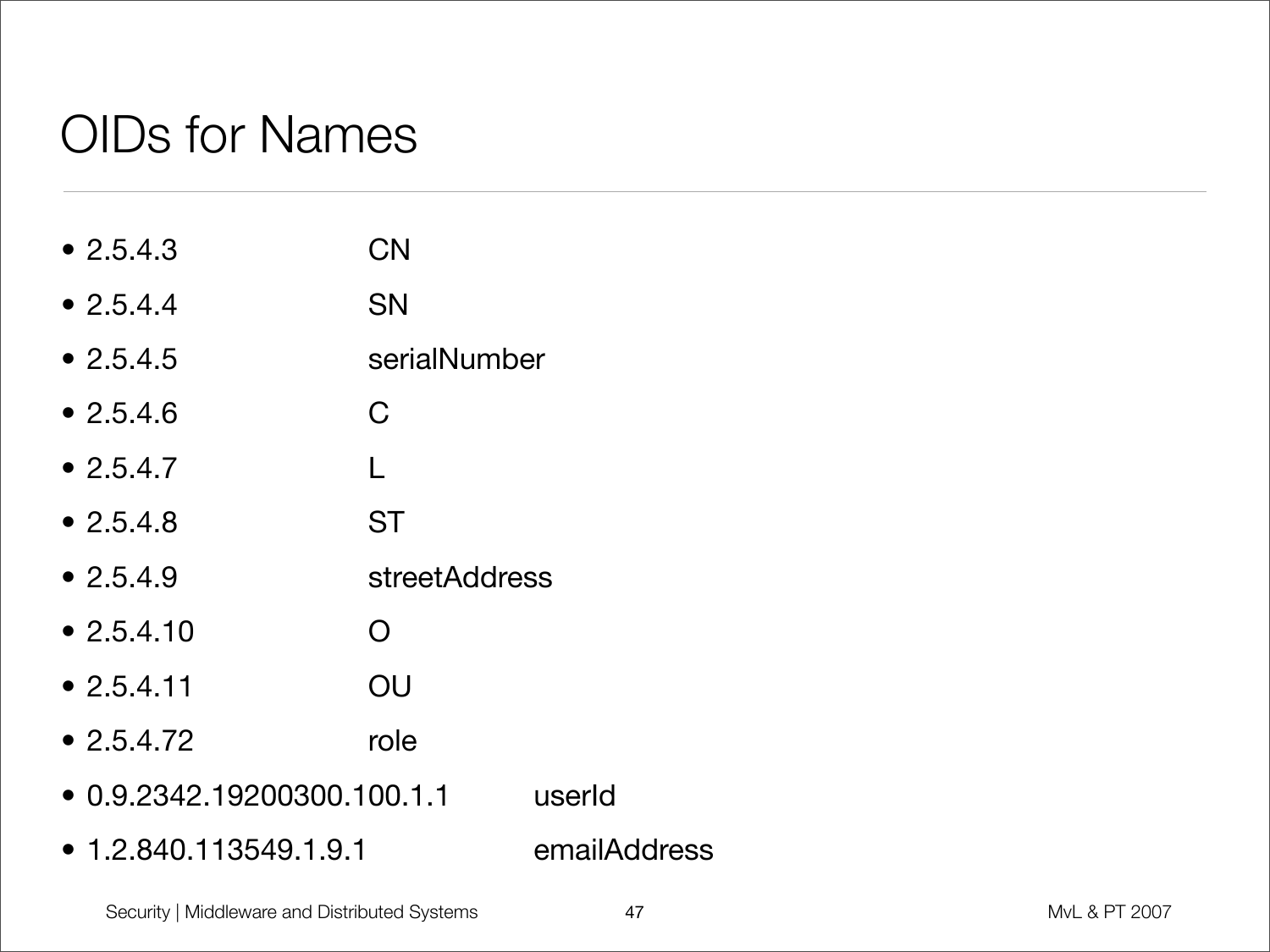# OIDs for Names

- 2.5.4.3 CN
- 2.5.4.4 SN
- 2.5.4.5 serialNumber
- 2.5.4.6 C
- 2.5.4.7 L
- 2.5.4.8 ST
- 2.5.4.9 streetAddress
- 2.5.4.10 O
- 2.5.4.11 OU
- 2.5.4.72 role
- 0.9.2342.19200300.100.1.1 userId
- 1.2.840.113549.1.9.1 emailAddress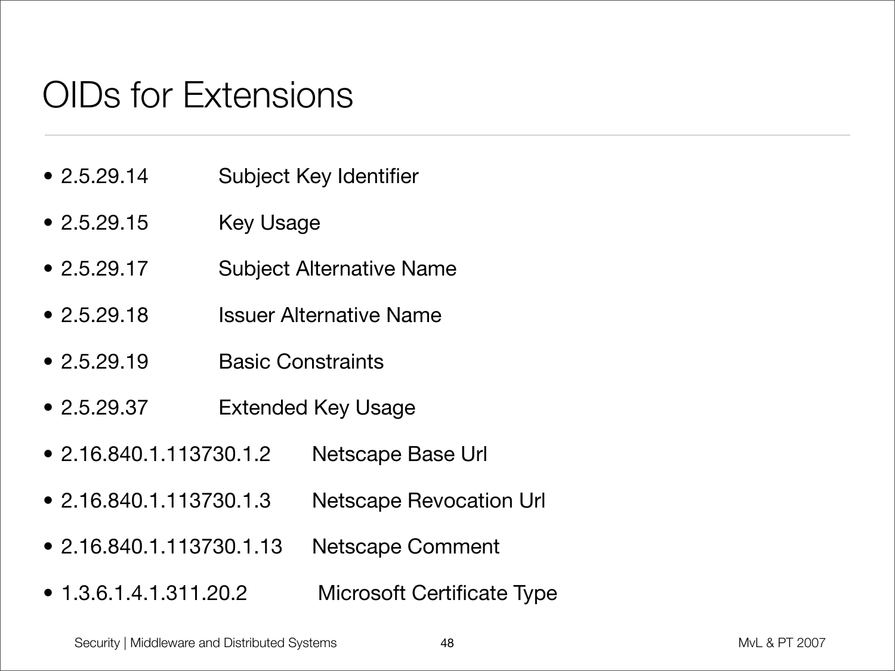# OIDs for Extensions

- 2.5.29.14 Subject Key Identifier
- 2.5.29.15 Key Usage
- 2.5.29.17 Subject Alternative Name
- 2.5.29.18 Issuer Alternative Name
- 2.5.29.19 Basic Constraints
- 2.5.29.37 Extended Key Usage
- 2.16.840.1.113730.1.2 Netscape Base Url
- 2.16.840.1.113730.1.3 Netscape Revocation Url
- 2.16.840.1.113730.1.13 Netscape Comment
- 1.3.6.1.4.1.311.20.2 Microsoft Certificate Type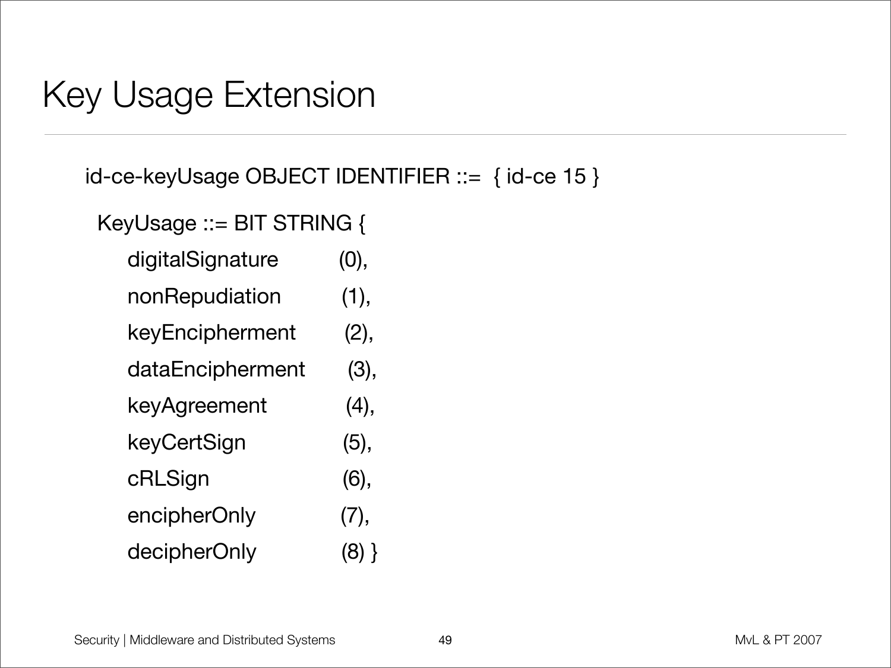# Key Usage Extension

```
id-ce-keyUsage OBJECT IDENTIFIER ::=  { id-ce 15 }

 KeyUsage ::= BIT STRING {
     digitalSignature        (0),
     nonRepudiation          (1),
     keyEncipherment         (2),
     dataEncipherment        (3),
     keyAgreement            (4),
     keyCertSign             (5),
     cRLSign                 (6),
     encipherOnly            (7),
     decipherOnly            (8) }
```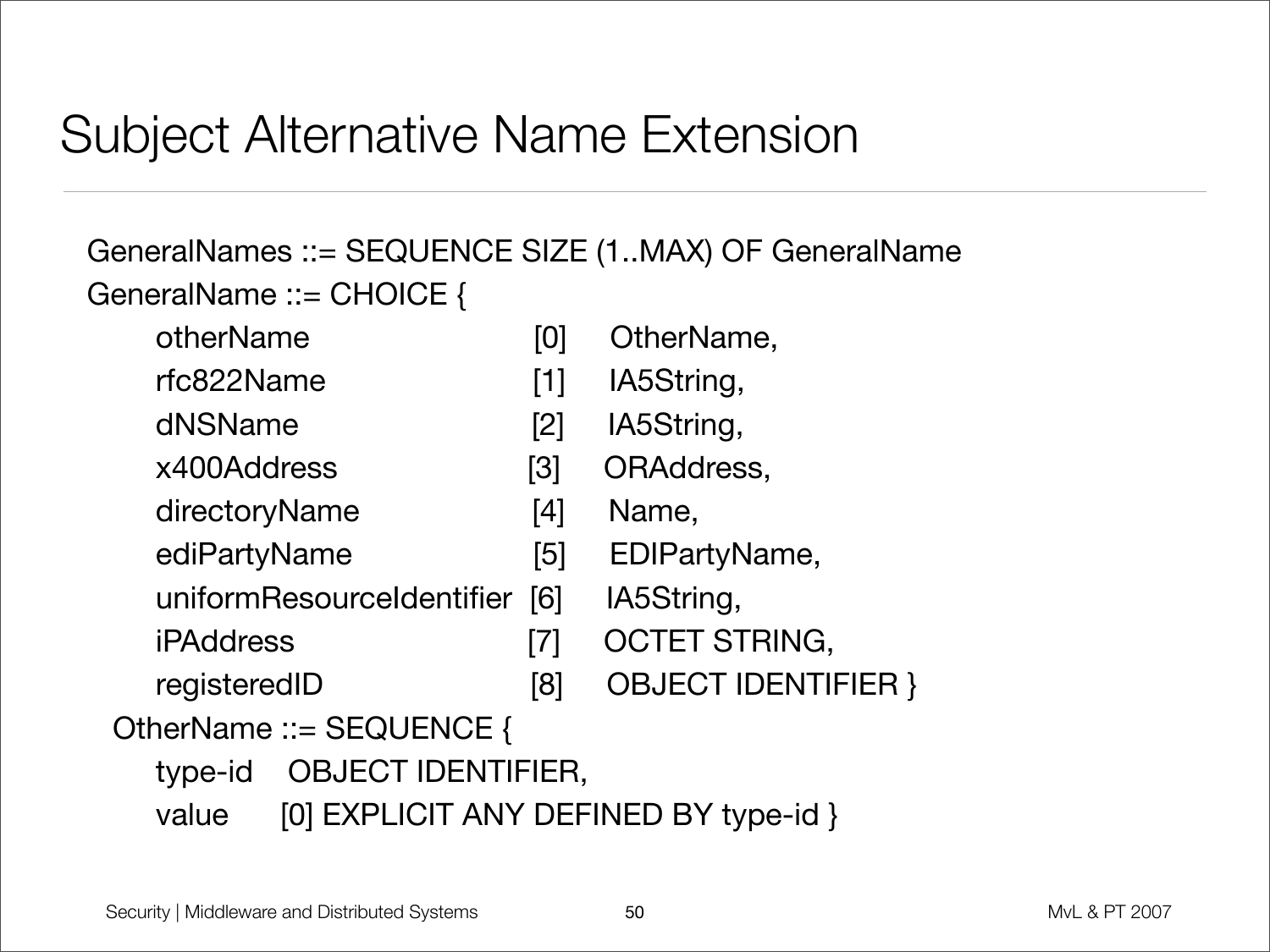# Subject Alternative Name Extension

```
GeneralNames ::= SEQUENCE SIZE (1..MAX) OF GeneralName
GeneralName ::= CHOICE {
    otherName                   [0]   OtherName,
    rfc822Name                  [1]   IA5String,
    dNSName                     [2]   IA5String,
    x400Address                 [3]   ORAddress,
    directoryName               [4]   Name,
    ediPartyName                [5]   EDIPartyName,
    uniformResourceIdentifier   [6]   IA5String,
    iPAddress                   [7]   OCTET STRING,
    registeredID                [8]   OBJECT IDENTIFIER }
  OtherName ::= SEQUENCE {
    type-id    OBJECT IDENTIFIER,
    value      [0] EXPLICIT ANY DEFINED BY type-id }
```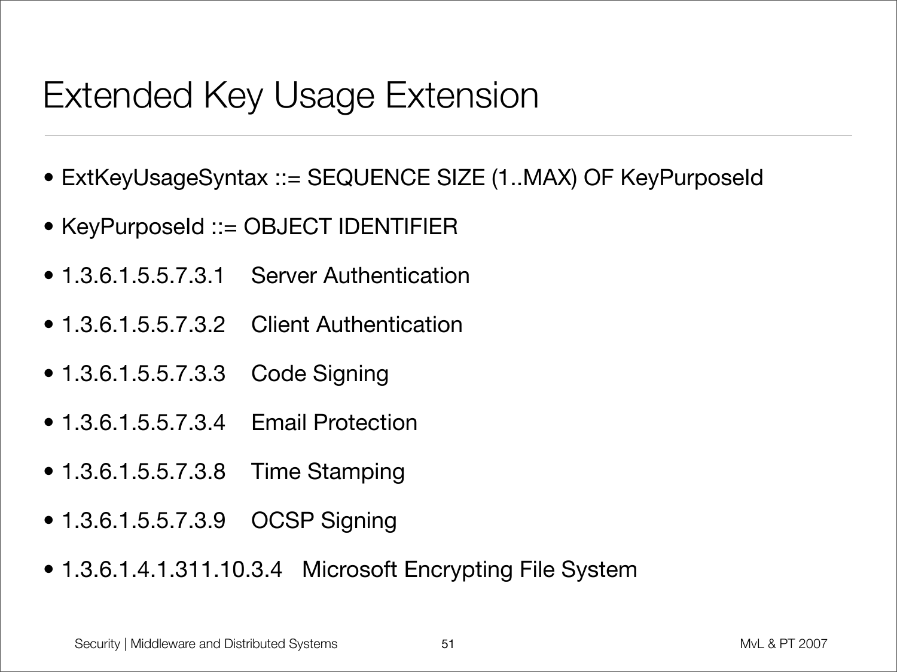# Extended Key Usage Extension

- ExtKeyUsageSyntax ::= SEQUENCE SIZE (1..MAX) OF KeyPurposeId
- KeyPurposeId ::= OBJECT IDENTIFIER
- 1.3.6.1.5.5.7.3.1    Server Authentication
- 1.3.6.1.5.5.7.3.2    Client Authentication
- 1.3.6.1.5.5.7.3.3    Code Signing
- 1.3.6.1.5.5.7.3.4    Email Protection
- 1.3.6.1.5.5.7.3.8    Time Stamping
- 1.3.6.1.5.5.7.3.9    OCSP Signing
- 1.3.6.1.4.1.311.10.3.4   Microsoft Encrypting File System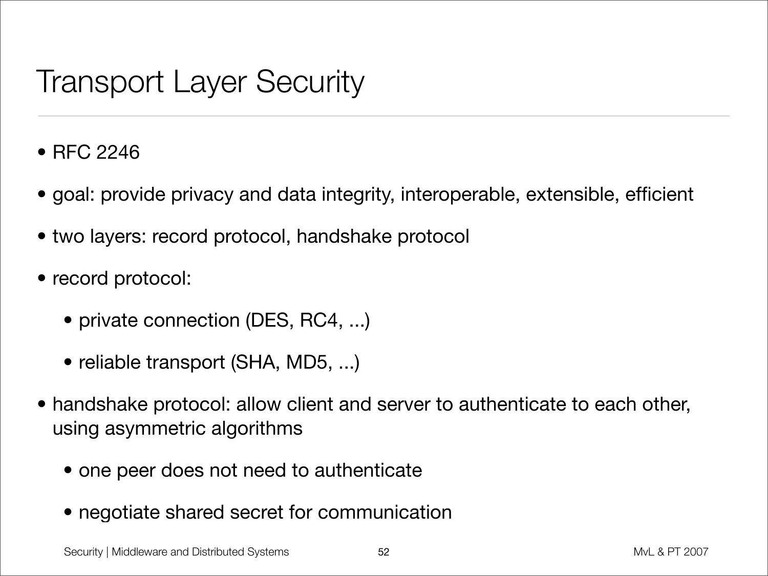# Transport Layer Security

- RFC 2246
- goal: provide privacy and data integrity, interoperable, extensible, efficient
- two layers: record protocol, handshake protocol
- record protocol:
  - private connection (DES, RC4, ...)
  - reliable transport (SHA, MD5, ...)
- handshake protocol: allow client and server to authenticate to each other, using asymmetric algorithms
  - one peer does not need to authenticate
  - negotiate shared secret for communication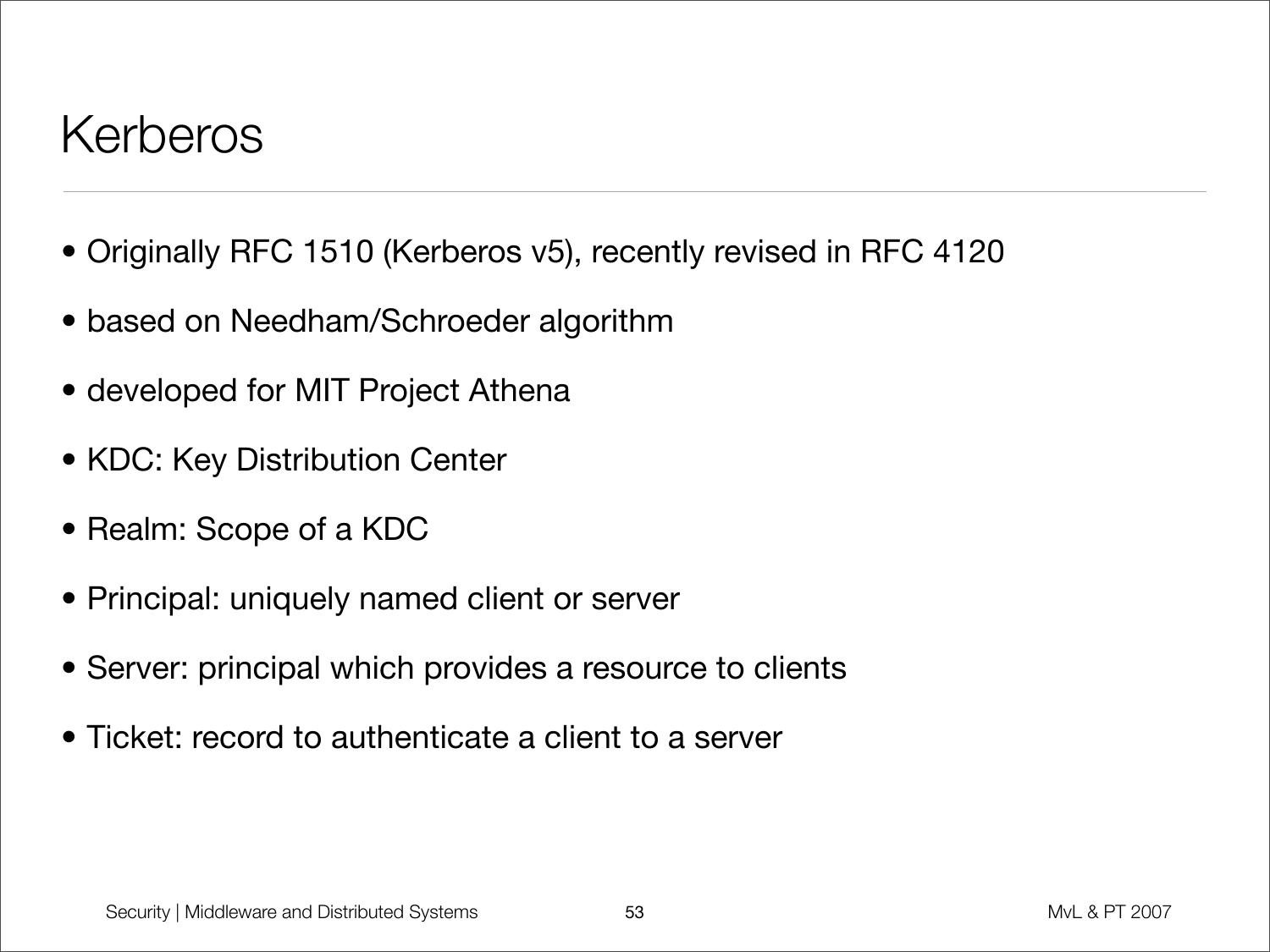# Kerberos

- Originally RFC 1510 (Kerberos v5), recently revised in RFC 4120
- based on Needham/Schroeder algorithm
- developed for MIT Project Athena
- KDC: Key Distribution Center
- Realm: Scope of a KDC
- Principal: uniquely named client or server
- Server: principal which provides a resource to clients
- Ticket: record to authenticate a client to a server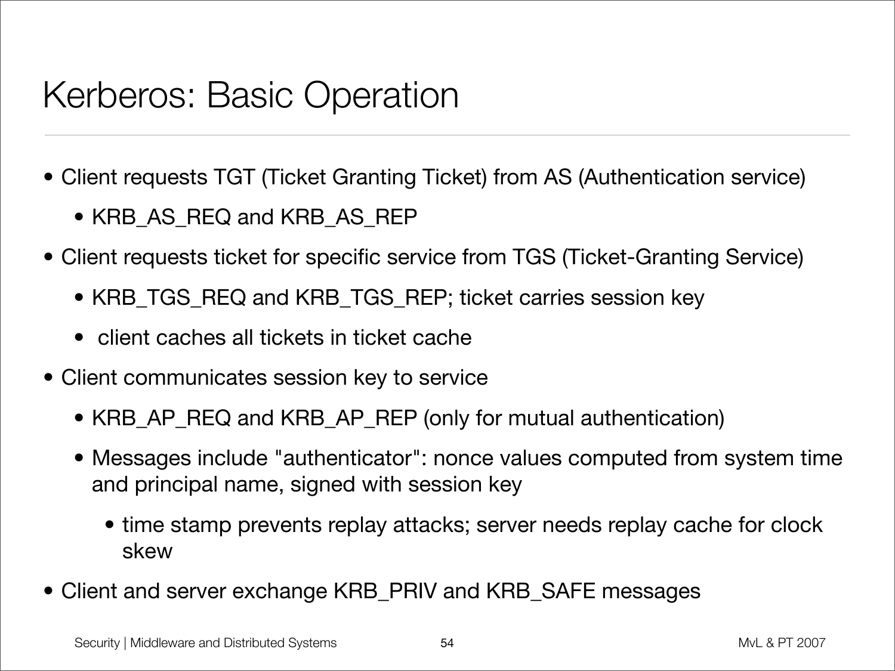# Kerberos: Basic Operation

- Client requests TGT (Ticket Granting Ticket) from AS (Authentication service)
  - KRB_AS_REQ and KRB_AS_REP
- Client requests ticket for specific service from TGS (Ticket-Granting Service)
  - KRB_TGS_REQ and KRB_TGS_REP; ticket carries session key
  - client caches all tickets in ticket cache
- Client communicates session key to service
  - KRB_AP_REQ and KRB_AP_REP (only for mutual authentication)
  - Messages include "authenticator": nonce values computed from system time and principal name, signed with session key
    - time stamp prevents replay attacks; server needs replay cache for clock skew
- Client and server exchange KRB_PRIV and KRB_SAFE messages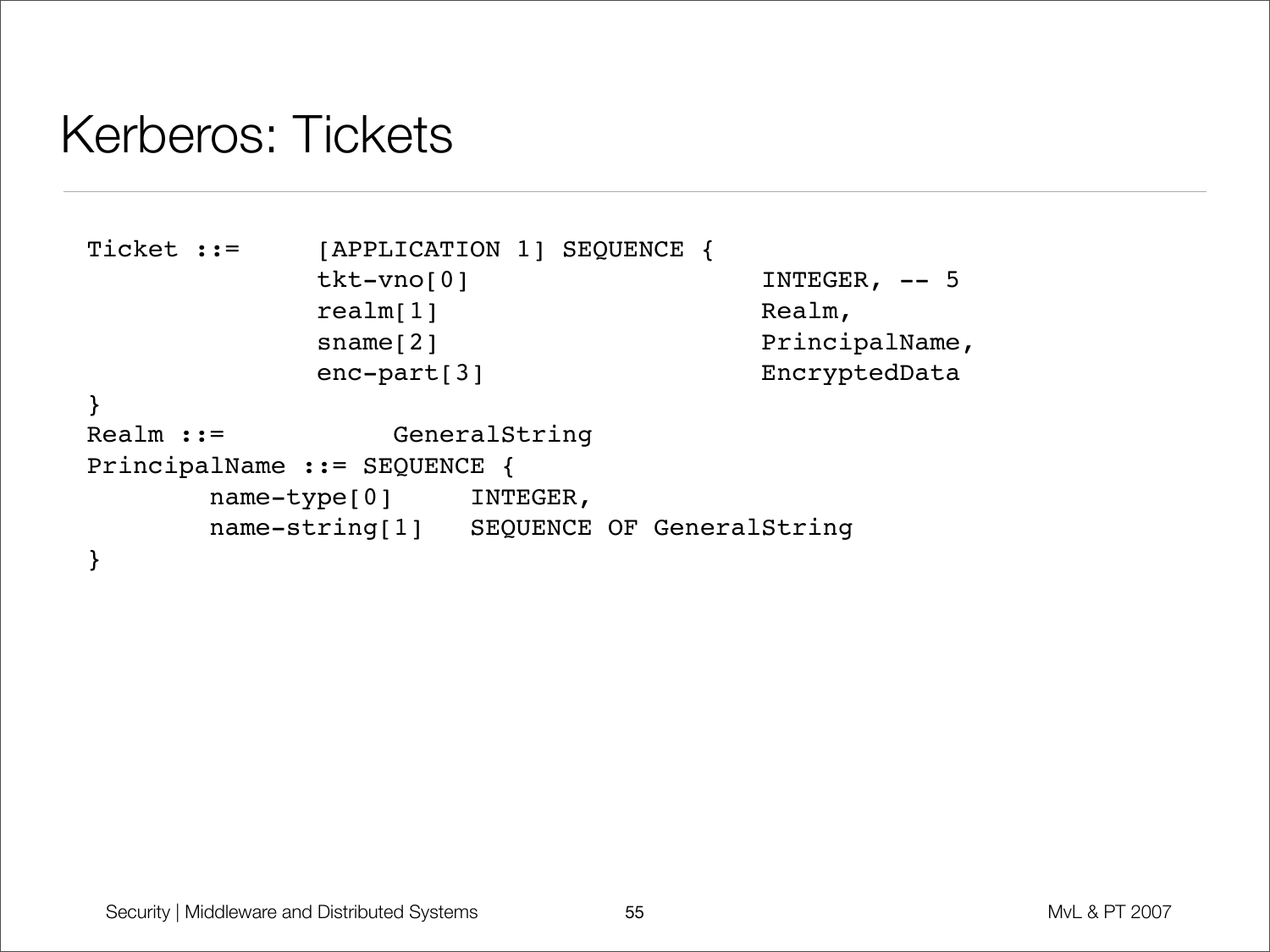# Kerberos: Tickets

```
Ticket ::=     [APPLICATION 1] SEQUENCE {
               tkt-vno[0]                    INTEGER, -- 5
               realm[1]                      Realm,
               sname[2]                      PrincipalName,
               enc-part[3]                   EncryptedData
}
Realm ::=           GeneralString
PrincipalName ::= SEQUENCE {
        name-type[0]     INTEGER,
        name-string[1]   SEQUENCE OF GeneralString
}
```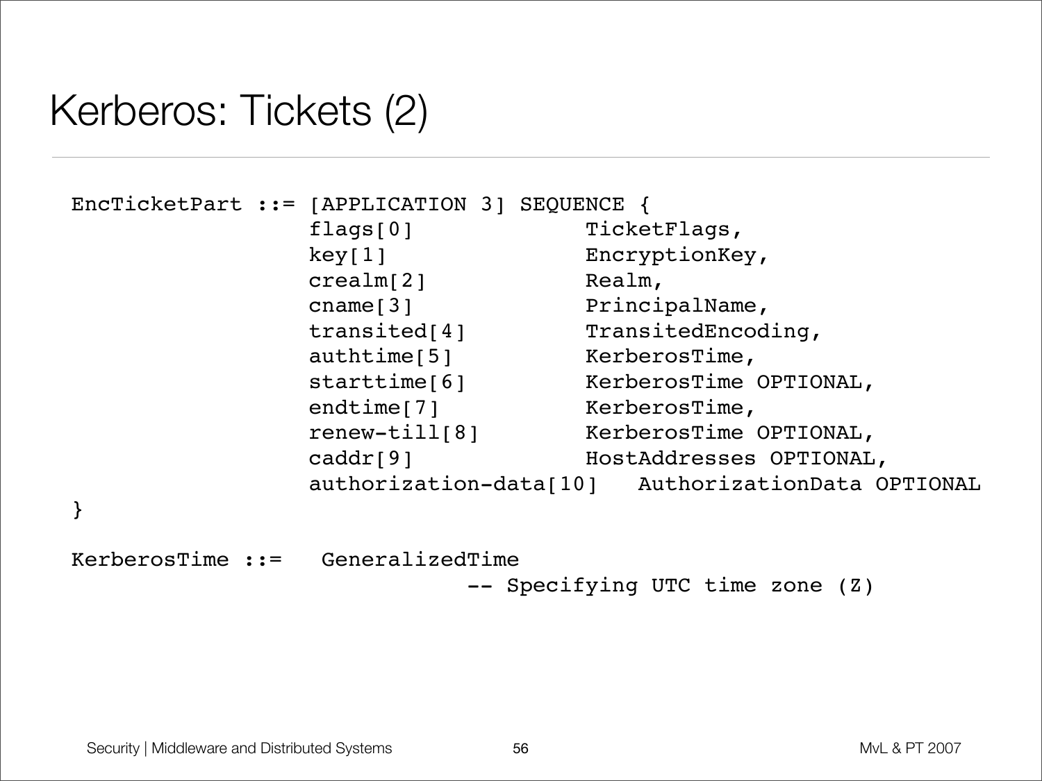# Kerberos: Tickets (2)

```
EncTicketPart ::= [APPLICATION 3] SEQUENCE {
                  flags[0]              TicketFlags,
                  key[1]                EncryptionKey,
                  crealm[2]             Realm,
                  cname[3]              PrincipalName,
                  transited[4]          TransitedEncoding,
                  authtime[5]           KerberosTime,
                  starttime[6]          KerberosTime OPTIONAL,
                  endtime[7]            KerberosTime,
                  renew-till[8]         KerberosTime OPTIONAL,
                  caddr[9]              HostAddresses OPTIONAL,
                  authorization-data[10]   AuthorizationData OPTIONAL
}

KerberosTime ::=   GeneralizedTime
                              -- Specifying UTC time zone (Z)
```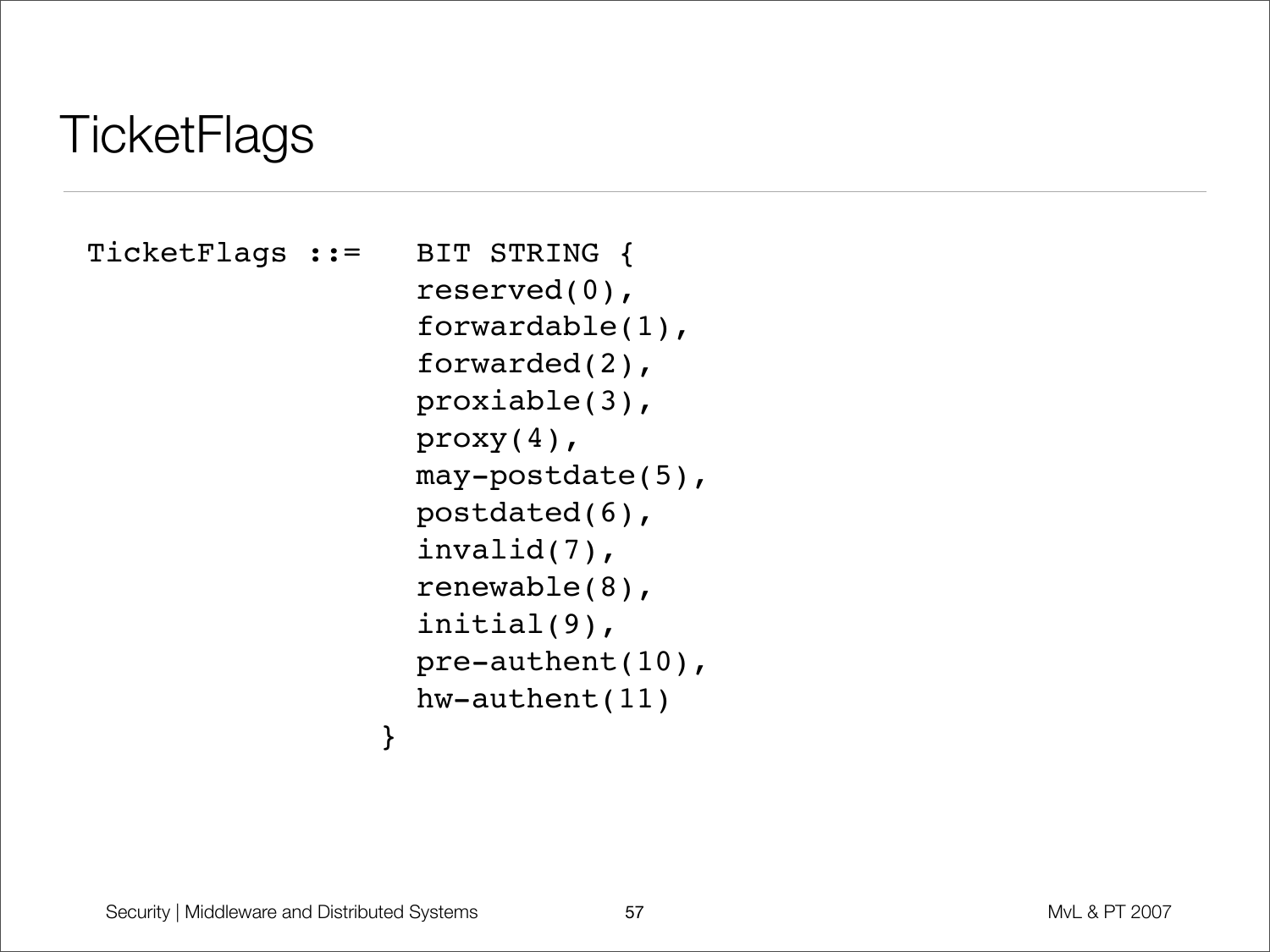# TicketFlags

```
TicketFlags ::=   BIT STRING {
                  reserved(0),
                  forwardable(1),
                  forwarded(2),
                  proxiable(3),
                  proxy(4),
                  may-postdate(5),
                  postdated(6),
                  invalid(7),
                  renewable(8),
                  initial(9),
                  pre-authent(10),
                  hw-authent(11)
                }
```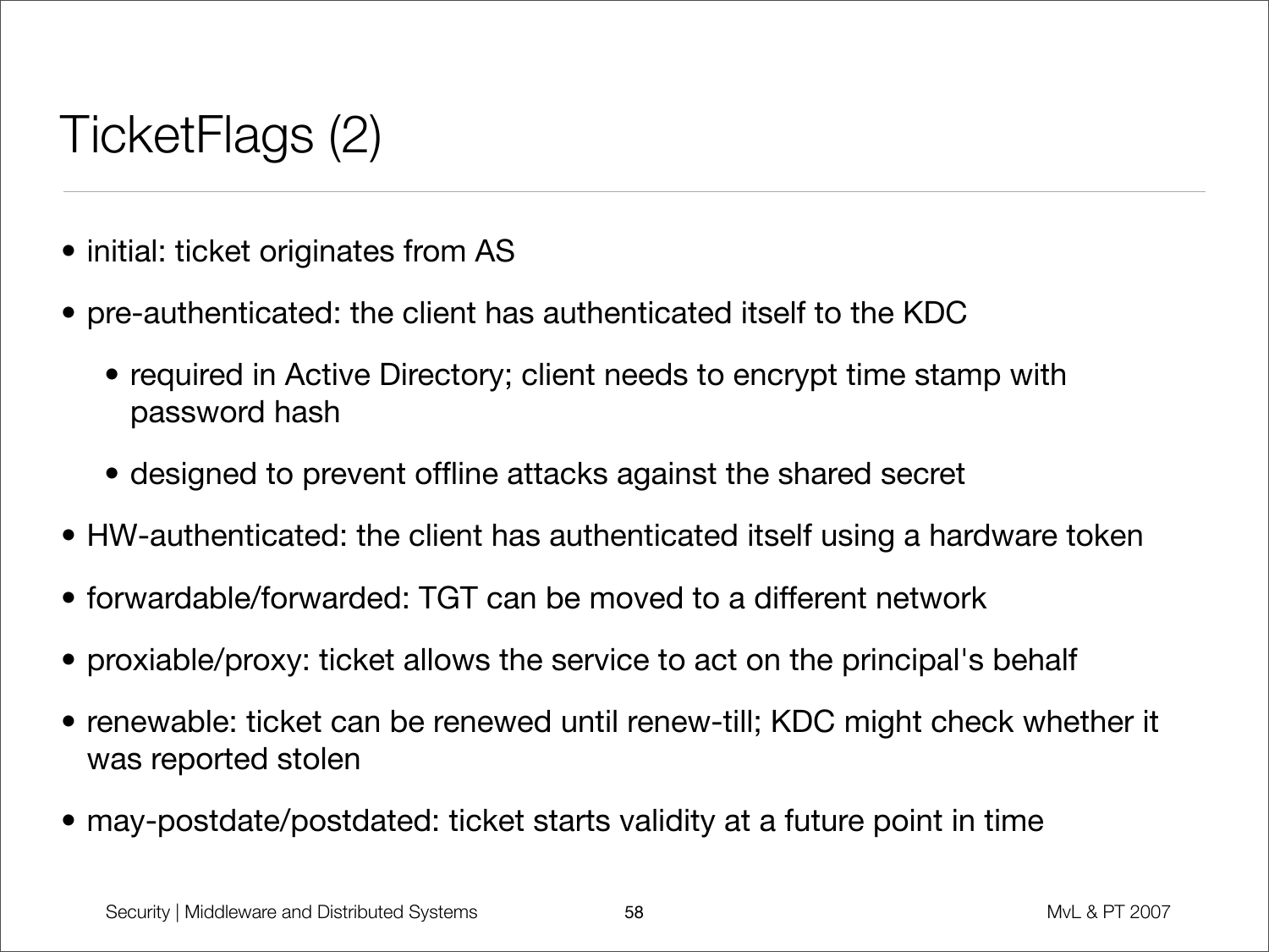# TicketFlags (2)

- initial: ticket originates from AS
- pre-authenticated: the client has authenticated itself to the KDC
  - required in Active Directory; client needs to encrypt time stamp with password hash
  - designed to prevent offline attacks against the shared secret
- HW-authenticated: the client has authenticated itself using a hardware token
- forwardable/forwarded: TGT can be moved to a different network
- proxiable/proxy: ticket allows the service to act on the principal's behalf
- renewable: ticket can be renewed until renew-till; KDC might check whether it was reported stolen
- may-postdate/postdated: ticket starts validity at a future point in time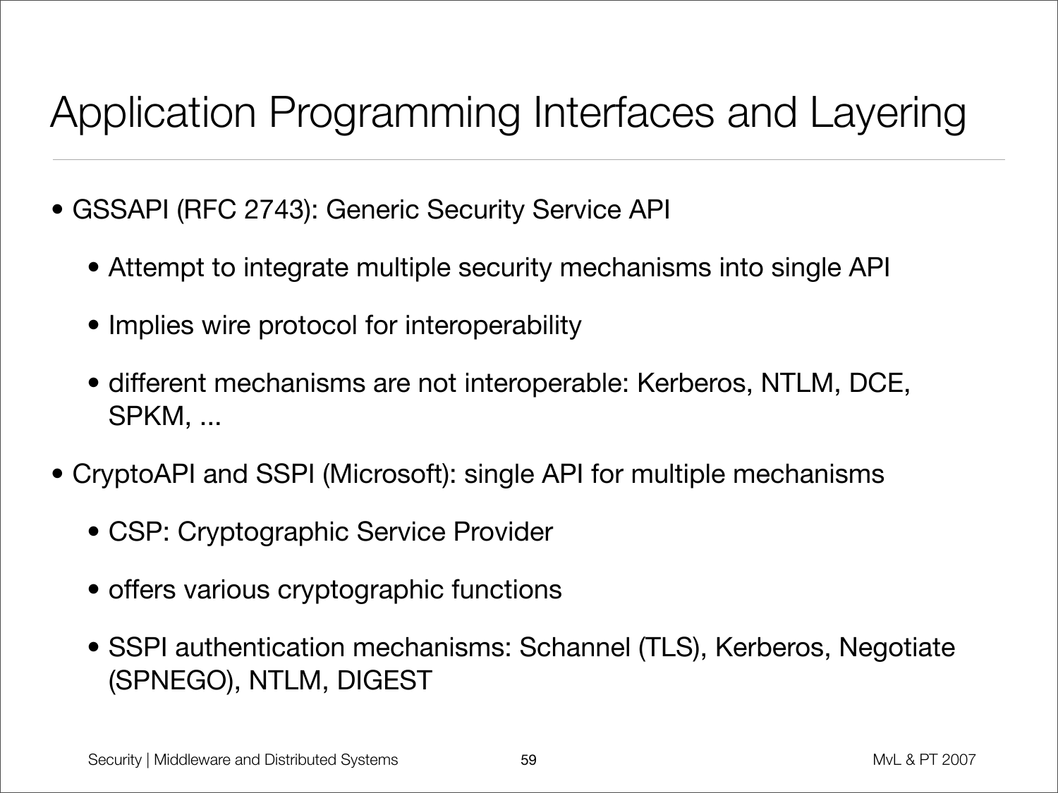# Application Programming Interfaces and Layering

- GSSAPI (RFC 2743): Generic Security Service API
  - Attempt to integrate multiple security mechanisms into single API
  - Implies wire protocol for interoperability
  - different mechanisms are not interoperable: Kerberos, NTLM, DCE, SPKM, ...
- CryptoAPI and SSPI (Microsoft): single API for multiple mechanisms
  - CSP: Cryptographic Service Provider
  - offers various cryptographic functions
  - SSPI authentication mechanisms: Schannel (TLS), Kerberos, Negotiate (SPNEGO), NTLM, DIGEST